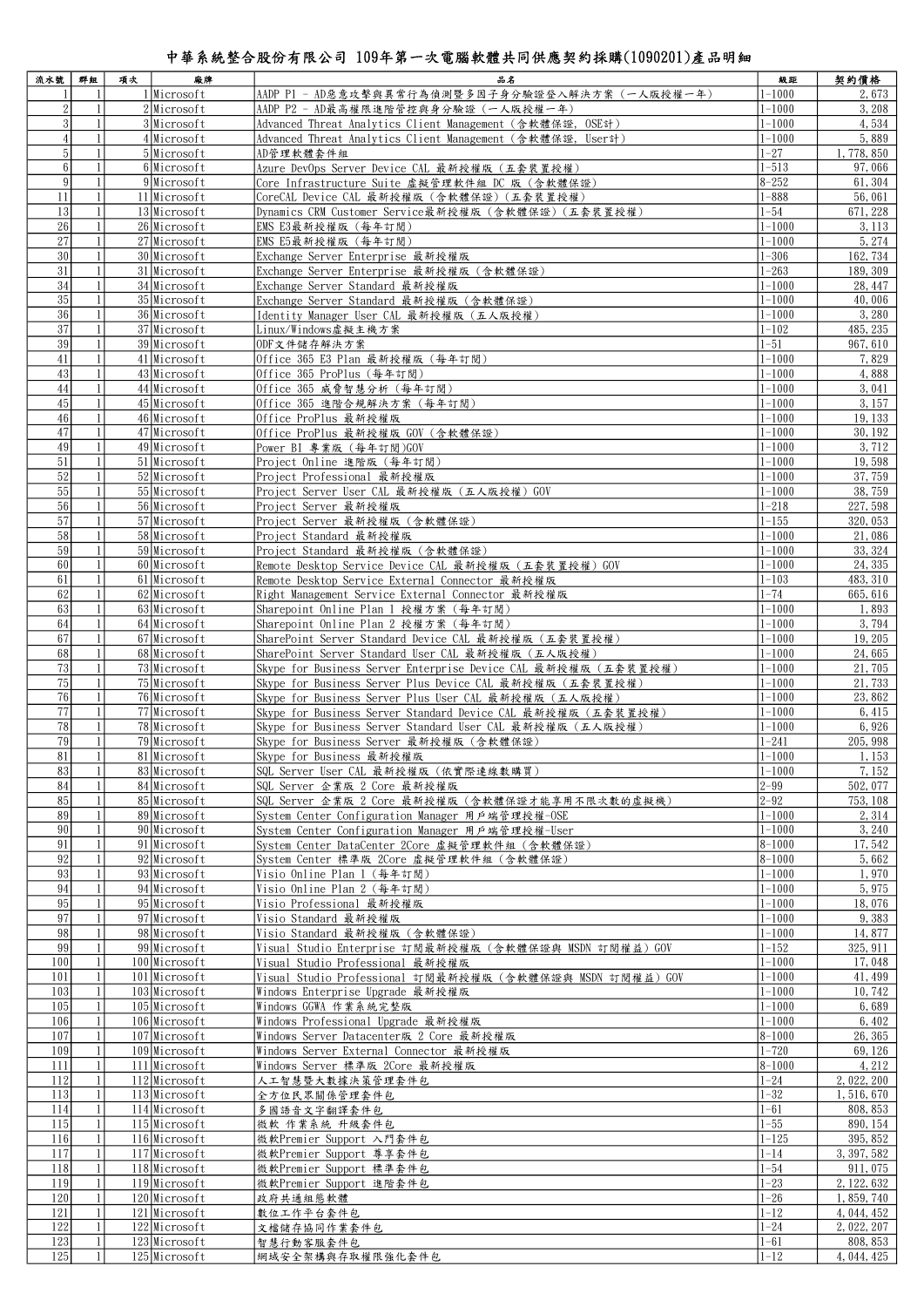# 中華系統整合股份有限公司 109年第一次電腦軟體共同供應契約採購(1090201)產品明細

| 流水號 | 群組 | 項次 | 廠牌 | 品名 | 級距 | 契約價格 |
|---|---|---|---|---|---|---|
| 1 | 1 | 1 | Microsoft | AADP P1 - AD惡意攻擊與異常行為偵測暨多因子身分驗證登入解決方案（一人版授權一年） | 1-1000 | 2,673 |
| 2 | 1 | 2 | Microsoft | AADP P2 - AD最高權限進階管控與身分驗證（一人版授權一年） | 1-1000 | 3,208 |
| 3 | 1 | 3 | Microsoft | Advanced Threat Analytics Client Management（含軟體保證，OSE計） | 1-1000 | 4,534 |
| 4 | 1 | 4 | Microsoft | Advanced Threat Analytics Client Management（含軟體保證，User計） | 1-1000 | 5,889 |
| 5 | 1 | 5 | Microsoft | AD管理軟體套件組 | 1-27 | 1,778,850 |
| 6 | 1 | 6 | Microsoft | Azure DevOps Server Device CAL 最新授權版（五套裝置授權） | 1-513 | 97,066 |
| 9 | 1 | 9 | Microsoft | Core Infrastructure Suite 虛擬管理軟件組 DC 版（含軟體保證） | 8-252 | 61,304 |
| 11 | 1 | 11 | Microsoft | CoreCAL Device CAL 最新授權版（含軟體保證）（五套裝置授權） | 1-888 | 56,061 |
| 13 | 1 | 13 | Microsoft | Dynamics CRM Customer Service最新授權版（含軟體保證）（五套裝置授權） | 1-54 | 671,228 |
| 26 | 1 | 26 | Microsoft | EMS E3最新授權版（每年訂閱） | 1-1000 | 3,113 |
| 27 | 1 | 27 | Microsoft | EMS E5最新授權版（每年訂閱） | 1-1000 | 5,274 |
| 30 | 1 | 30 | Microsoft | Exchange Server Enterprise 最新授權版 | 1-306 | 162,734 |
| 31 | 1 | 31 | Microsoft | Exchange Server Enterprise 最新授權版（含軟體保證） | 1-263 | 189,309 |
| 34 | 1 | 34 | Microsoft | Exchange Server Standard 最新授權版 | 1-1000 | 28,447 |
| 35 | 1 | 35 | Microsoft | Exchange Server Standard 最新授權版（含軟體保證） | 1-1000 | 40,006 |
| 36 | 1 | 36 | Microsoft | Identity Manager User CAL 最新授權版（五人版授權） | 1-1000 | 3,280 |
| 37 | 1 | 37 | Microsoft | Linux/Windows虛擬主機方案 | 1-102 | 485,235 |
| 39 | 1 | 39 | Microsoft | ODF文件儲存解決方案 | 1-51 | 967,610 |
| 41 | 1 | 41 | Microsoft | Office 365 E3 Plan 最新授權版（每年訂閱） | 1-1000 | 7,829 |
| 43 | 1 | 43 | Microsoft | Office 365 ProPlus（每年訂閱） | 1-1000 | 4,888 |
| 44 | 1 | 44 | Microsoft | Office 365 威脅智慧分析（每年訂閱） | 1-1000 | 3,041 |
| 45 | 1 | 45 | Microsoft | Office 365 進階合規解決方案（每年訂閱） | 1-1000 | 3,157 |
| 46 | 1 | 46 | Microsoft | Office ProPlus 最新授權版 | 1-1000 | 19,133 |
| 47 | 1 | 47 | Microsoft | Office ProPlus 最新授權版 GOV（含軟體保證） | 1-1000 | 30,192 |
| 49 | 1 | 49 | Microsoft | Power BI 專業版（每年訂閱)GOV | 1-1000 | 3,712 |
| 51 | 1 | 51 | Microsoft | Project Online 進階版（每年訂閱） | 1-1000 | 19,598 |
| 52 | 1 | 52 | Microsoft | Project Professional 最新授權版 | 1-1000 | 37,759 |
| 55 | 1 | 55 | Microsoft | Project Server User CAL 最新授權版（五人版授權）GOV | 1-1000 | 38,759 |
| 56 | 1 | 56 | Microsoft | Project Server 最新授權版 | 1-218 | 227,598 |
| 57 | 1 | 57 | Microsoft | Project Server 最新授權版（含軟體保證） | 1-155 | 320,053 |
| 58 | 1 | 58 | Microsoft | Project Standard 最新授權版 | 1-1000 | 21,086 |
| 59 | 1 | 59 | Microsoft | Project Standard 最新授權版（含軟體保證） | 1-1000 | 33,324 |
| 60 | 1 | 60 | Microsoft | Remote Desktop Service Device CAL 最新授權版（五套裝置授權）GOV | 1-1000 | 24,335 |
| 61 | 1 | 61 | Microsoft | Remote Desktop Service External Connector 最新授權版 | 1-103 | 483,310 |
| 62 | 1 | 62 | Microsoft | Right Management Service External Connector 最新授權版 | 1-74 | 665,616 |
| 63 | 1 | 63 | Microsoft | Sharepoint Online Plan 1 授權方案（每年訂閱） | 1-1000 | 1,893 |
| 64 | 1 | 64 | Microsoft | Sharepoint Online Plan 2 授權方案（每年訂閱） | 1-1000 | 3,794 |
| 67 | 1 | 67 | Microsoft | SharePoint Server Standard Device CAL 最新授權版（五套裝置授權） | 1-1000 | 19,205 |
| 68 | 1 | 68 | Microsoft | SharePoint Server Standard User CAL 最新授權版（五人版授權） | 1-1000 | 24,665 |
| 73 | 1 | 73 | Microsoft | Skype for Business Server Enterprise Device CAL 最新授權版（五套裝置授權） | 1-1000 | 21,705 |
| 75 | 1 | 75 | Microsoft | Skype for Business Server Plus Device CAL 最新授權版（五套裝置授權） | 1-1000 | 21,733 |
| 76 | 1 | 76 | Microsoft | Skype for Business Server Plus User CAL 最新授權版（五人版授權） | 1-1000 | 23,862 |
| 77 | 1 | 77 | Microsoft | Skype for Business Server Standard Device CAL 最新授權版（五套裝置授權） | 1-1000 | 6,415 |
| 78 | 1 | 78 | Microsoft | Skype for Business Server Standard User CAL 最新授權版（五人版授權） | 1-1000 | 6,926 |
| 79 | 1 | 79 | Microsoft | Skype for Business Server 最新授權版（含軟體保證） | 1-241 | 205,998 |
| 81 | 1 | 81 | Microsoft | Skype for Business 最新授權版 | 1-1000 | 1,153 |
| 83 | 1 | 83 | Microsoft | SQL Server User CAL 最新授權版（依實際連線數購買） | 1-1000 | 7,152 |
| 84 | 1 | 84 | Microsoft | SQL Server 企業版 2 Core 最新授權版 | 2-99 | 502,077 |
| 85 | 1 | 85 | Microsoft | SQL Server 企業版 2 Core 最新授權版（含軟體保證才能享用不限次數的虛擬機） | 2-92 | 753,108 |
| 89 | 1 | 89 | Microsoft | System Center Configuration Manager 用戶端管理授權-OSE | 1-1000 | 2,314 |
| 90 | 1 | 90 | Microsoft | System Center Configuration Manager 用戶端管理授權-User | 1-1000 | 3,240 |
| 91 | 1 | 91 | Microsoft | System Center DataCenter 2Core 虛擬管理軟件組（含軟體保證） | 8-1000 | 17,542 |
| 92 | 1 | 92 | Microsoft | System Center 標準版 2Core 虛擬管理軟件組（含軟體保證） | 8-1000 | 5,662 |
| 93 | 1 | 93 | Microsoft | Visio Online Plan 1（每年訂閱） | 1-1000 | 1,970 |
| 94 | 1 | 94 | Microsoft | Visio Online Plan 2（每年訂閱） | 1-1000 | 5,975 |
| 95 | 1 | 95 | Microsoft | Visio Professional 最新授權版 | 1-1000 | 18,076 |
| 97 | 1 | 97 | Microsoft | Visio Standard 最新授權版 | 1-1000 | 9,383 |
| 98 | 1 | 98 | Microsoft | Visio Standard 最新授權版（含軟體保證） | 1-1000 | 14,877 |
| 99 | 1 | 99 | Microsoft | Visual Studio Enterprise 訂閱最新授權版（含軟體保證與 MSDN 訂閱權益）GOV | 1-152 | 325,911 |
| 100 | 1 | 100 | Microsoft | Visual Studio Professional 最新授權版 | 1-1000 | 17,048 |
| 101 | 1 | 101 | Microsoft | Visual Studio Professional 訂閱最新授權版（含軟體保證與 MSDN 訂閱權益）GOV | 1-1000 | 41,499 |
| 103 | 1 | 103 | Microsoft | Windows Enterprise Upgrade 最新授權版 | 1-1000 | 10,742 |
| 105 | 1 | 105 | Microsoft | Windows GGWA 作業系統完整版 | 1-1000 | 6,689 |
| 106 | 1 | 106 | Microsoft | Windows Professional Upgrade 最新授權版 | 1-1000 | 6,402 |
| 107 | 1 | 107 | Microsoft | Windows Server Datacenter版 2 Core 最新授權版 | 8-1000 | 26,365 |
| 109 | 1 | 109 | Microsoft | Windows Server External Connector 最新授權版 | 1-720 | 69,126 |
| 111 | 1 | 111 | Microsoft | Windows Server 標準版 2Core 最新授權版 | 8-1000 | 4,212 |
| 112 | 1 | 112 | Microsoft | 人工智慧暨大數據決策管理套件包 | 1-24 | 2,022,200 |
| 113 | 1 | 113 | Microsoft | 全方位民眾關係管理套件包 | 1-32 | 1,516,670 |
| 114 | 1 | 114 | Microsoft | 多國語音文字翻譯套件包 | 1-61 | 808,853 |
| 115 | 1 | 115 | Microsoft | 微軟 作業系統 升級套件包 | 1-55 | 890,154 |
| 116 | 1 | 116 | Microsoft | 微軟Premier Support 入門套件包 | 1-125 | 395,852 |
| 117 | 1 | 117 | Microsoft | 微軟Premier Support 尊享套件包 | 1-14 | 3,397,582 |
| 118 | 1 | 118 | Microsoft | 微軟Premier Support 標準套件包 | 1-54 | 911,075 |
| 119 | 1 | 119 | Microsoft | 微軟Premier Support 進階套件包 | 1-23 | 2,122,632 |
| 120 | 1 | 120 | Microsoft | 政府共通組態軟體 | 1-26 | 1,859,740 |
| 121 | 1 | 121 | Microsoft | 數位工作平台套件包 | 1-12 | 4,044,452 |
| 122 | 1 | 122 | Microsoft | 文檔儲存協同作業套件包 | 1-24 | 2,022,207 |
| 123 | 1 | 123 | Microsoft | 智慧行動客服套件包 | 1-61 | 808,853 |
| 125 | 1 | 125 | Microsoft | 網域安全架構與存取權限強化套件包 | 1-12 | 4,044,425 |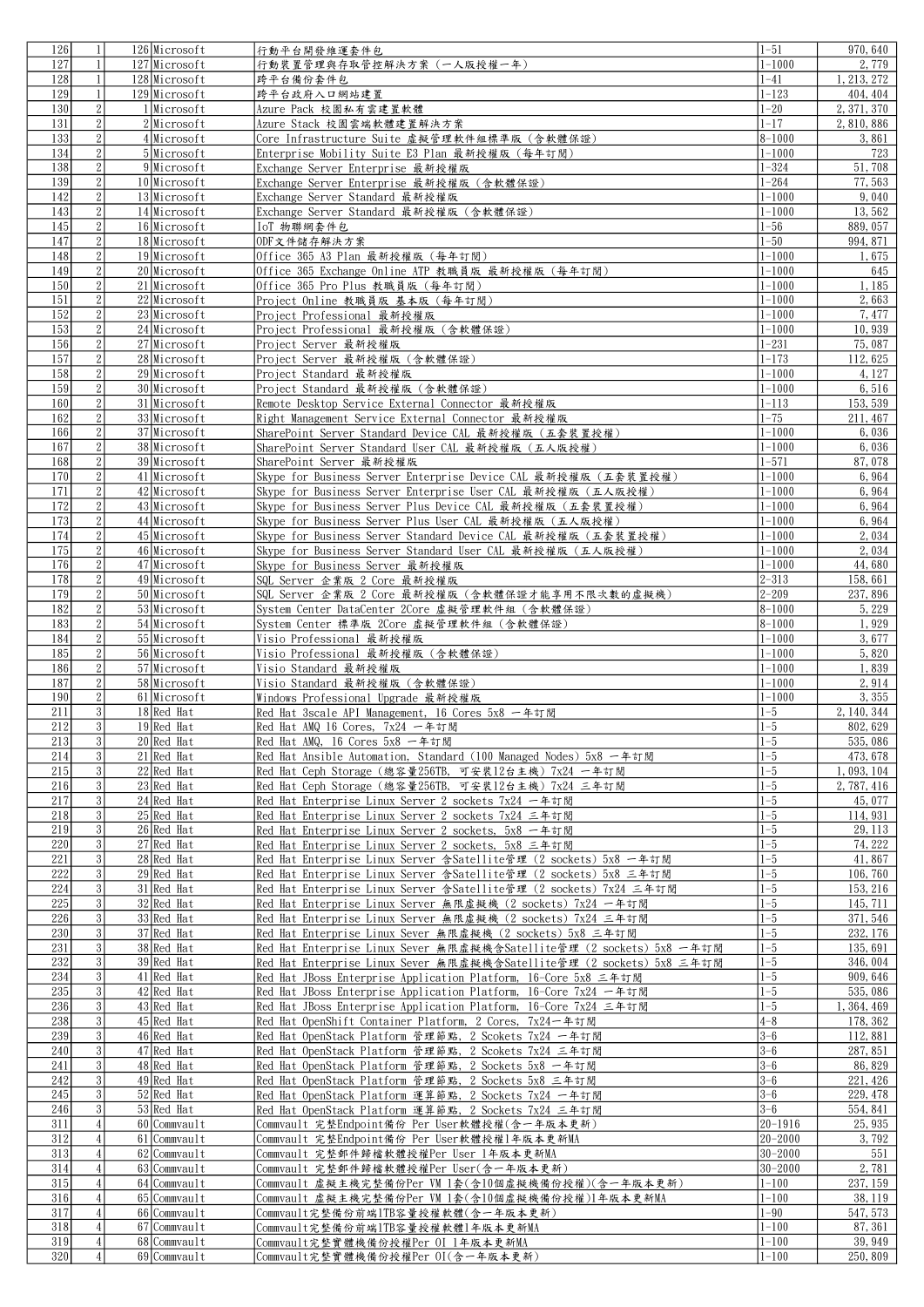| | | | | | | |
|---|---|---|---|---|---|---|
| 126 | 1 | 126 | Microsoft | 行動平台開發維運套件包 | 1-51 | 970,640 |
| 127 | 1 | 127 | Microsoft | 行動裝置管理與存取管控解決方案（一人版授權一年） | 1-1000 | 2,779 |
| 128 | 1 | 128 | Microsoft | 跨平台備份套件包 | 1-41 | 1,213,272 |
| 129 | 1 | 129 | Microsoft | 跨平台政府入口網站建置 | 1-123 | 404,404 |
| 130 | 2 | 1 | Microsoft | Azure Pack 校園私有雲建置軟體 | 1-20 | 2,371,370 |
| 131 | 2 | 2 | Microsoft | Azure Stack 校園雲端軟體建置解決方案 | 1-17 | 2,810,886 |
| 133 | 2 | 4 | Microsoft | Core Infrastructure Suite 虛擬管理軟件組標準版（含軟體保證） | 8-1000 | 3,861 |
| 134 | 2 | 5 | Microsoft | Enterprise Mobility Suite E3 Plan 最新授權版（每年訂閱） | 1-1000 | 723 |
| 138 | 2 | 9 | Microsoft | Exchange Server Enterprise 最新授權版 | 1-324 | 51,708 |
| 139 | 2 | 10 | Microsoft | Exchange Server Enterprise 最新授權版（含軟體保證） | 1-264 | 77,563 |
| 142 | 2 | 13 | Microsoft | Exchange Server Standard 最新授權版 | 1-1000 | 9,040 |
| 143 | 2 | 14 | Microsoft | Exchange Server Standard 最新授權版（含軟體保證） | 1-1000 | 13,562 |
| 145 | 2 | 16 | Microsoft | IoT 物聯網套件包 | 1-56 | 889,057 |
| 147 | 2 | 18 | Microsoft | ODF文件儲存解決方案 | 1-50 | 994,871 |
| 148 | 2 | 19 | Microsoft | Office 365 A3 Plan 最新授權版（每年訂閱） | 1-1000 | 1,675 |
| 149 | 2 | 20 | Microsoft | Office 365 Exchange Online ATP 教職員版 最新授權版（每年訂閱） | 1-1000 | 645 |
| 150 | 2 | 21 | Microsoft | Office 365 Pro Plus 教職員版（每年訂閱） | 1-1000 | 1,185 |
| 151 | 2 | 22 | Microsoft | Project Online 教職員版 基本版（每年訂閱） | 1-1000 | 2,663 |
| 152 | 2 | 23 | Microsoft | Project Professional 最新授權版 | 1-1000 | 7,477 |
| 153 | 2 | 24 | Microsoft | Project Professional 最新授權版（含軟體保證） | 1-1000 | 10,939 |
| 156 | 2 | 27 | Microsoft | Project Server 最新授權版 | 1-231 | 75,087 |
| 157 | 2 | 28 | Microsoft | Project Server 最新授權版（含軟體保證） | 1-173 | 112,625 |
| 158 | 2 | 29 | Microsoft | Project Standard 最新授權版 | 1-1000 | 4,127 |
| 159 | 2 | 30 | Microsoft | Project Standard 最新授權版（含軟體保證） | 1-1000 | 6,516 |
| 160 | 2 | 31 | Microsoft | Remote Desktop Service External Connector 最新授權版 | 1-113 | 153,539 |
| 162 | 2 | 33 | Microsoft | Right Management Service External Connector 最新授權版 | 1-75 | 211,467 |
| 166 | 2 | 37 | Microsoft | SharePoint Server Standard Device CAL 最新授權版（五套裝置授權） | 1-1000 | 6,036 |
| 167 | 2 | 38 | Microsoft | SharePoint Server Standard User CAL 最新授權版（五人版授權） | 1-1000 | 6,036 |
| 168 | 2 | 39 | Microsoft | SharePoint Server 最新授權版 | 1-571 | 87,078 |
| 170 | 2 | 41 | Microsoft | Skype for Business Server Enterprise Device CAL 最新授權版（五套裝置授權） | 1-1000 | 6,964 |
| 171 | 2 | 42 | Microsoft | Skype for Business Server Enterprise User CAL 最新授權版（五人版授權） | 1-1000 | 6,964 |
| 172 | 2 | 43 | Microsoft | Skype for Business Server Plus Device CAL 最新授權版（五套裝置授權） | 1-1000 | 6,964 |
| 173 | 2 | 44 | Microsoft | Skype for Business Server Plus User CAL 最新授權版（五人版授權） | 1-1000 | 6,964 |
| 174 | 2 | 45 | Microsoft | Skype for Business Server Standard Device CAL 最新授權版（五套裝置授權） | 1-1000 | 2,034 |
| 175 | 2 | 46 | Microsoft | Skype for Business Server Standard User CAL 最新授權版（五人版授權） | 1-1000 | 2,034 |
| 176 | 2 | 47 | Microsoft | Skype for Business Server 最新授權版 | 1-1000 | 44,680 |
| 178 | 2 | 49 | Microsoft | SQL Server 企業版 2 Core 最新授權版 | 2-313 | 158,661 |
| 179 | 2 | 50 | Microsoft | SQL Server 企業版 2 Core 最新授權版（含軟體保證才能享用不限次數的虛擬機） | 2-209 | 237,896 |
| 182 | 2 | 53 | Microsoft | System Center DataCenter 2Core 虛擬管理軟件組（含軟體保證） | 8-1000 | 5,229 |
| 183 | 2 | 54 | Microsoft | System Center 標準版 2Core 虛擬管理軟件組（含軟體保證） | 8-1000 | 1,929 |
| 184 | 2 | 55 | Microsoft | Visio Professional 最新授權版 | 1-1000 | 3,677 |
| 185 | 2 | 56 | Microsoft | Visio Professional 最新授權版（含軟體保證） | 1-1000 | 5,820 |
| 186 | 2 | 57 | Microsoft | Visio Standard 最新授權版 | 1-1000 | 1,839 |
| 187 | 2 | 58 | Microsoft | Visio Standard 最新授權版（含軟體保證） | 1-1000 | 2,914 |
| 190 | 2 | 61 | Microsoft | Windows Professional Upgrade 最新授權版 | 1-1000 | 3,355 |
| 211 | 3 | 18 | Red Hat | Red Hat 3scale API Management, 16 Cores 5x8 一年訂閱 | 1-5 | 2,140,344 |
| 212 | 3 | 19 | Red Hat | Red Hat AMQ 16 Cores, 7x24 一年訂閱 | 1-5 | 802,629 |
| 213 | 3 | 20 | Red Hat | Red Hat AMQ, 16 Cores 5x8 一年訂閱 | 1-5 | 535,086 |
| 214 | 3 | 21 | Red Hat | Red Hat Ansible Automation, Standard (100 Managed Nodes) 5x8 一年訂閱 | 1-5 | 473,678 |
| 215 | 3 | 22 | Red Hat | Red Hat Ceph Storage（總容量256TB, 可安裝12台主機）7x24 一年訂閱 | 1-5 | 1,093,104 |
| 216 | 3 | 23 | Red Hat | Red Hat Ceph Storage（總容量256TB, 可安裝12台主機）7x24 三年訂閱 | 1-5 | 2,787,416 |
| 217 | 3 | 24 | Red Hat | Red Hat Enterprise Linux Server 2 sockets 7x24 一年訂閱 | 1-5 | 45,077 |
| 218 | 3 | 25 | Red Hat | Red Hat Enterprise Linux Server 2 sockets 7x24 三年訂閱 | 1-5 | 114,931 |
| 219 | 3 | 26 | Red Hat | Red Hat Enterprise Linux Server 2 sockets, 5x8 一年訂閱 | 1-5 | 29,113 |
| 220 | 3 | 27 | Red Hat | Red Hat Enterprise Linux Server 2 sockets, 5x8 三年訂閱 | 1-5 | 74,222 |
| 221 | 3 | 28 | Red Hat | Red Hat Enterprise Linux Server 含Satellite管理 (2 sockets) 5x8 一年訂閱 | 1-5 | 41,867 |
| 222 | 3 | 29 | Red Hat | Red Hat Enterprise Linux Server 含Satellite管理 (2 sockets) 5x8 三年訂閱 | 1-5 | 106,760 |
| 224 | 3 | 31 | Red Hat | Red Hat Enterprise Linux Server 含Satellite管理 (2 sockets) 7x24 三年訂閱 | 1-5 | 153,216 |
| 225 | 3 | 32 | Red Hat | Red Hat Enterprise Linux Server 無限虛擬機 (2 sockets) 7x24 一年訂閱 | 1-5 | 145,711 |
| 226 | 3 | 33 | Red Hat | Red Hat Enterprise Linux Server 無限虛擬機 (2 sockets) 7x24 三年訂閱 | 1-5 | 371,546 |
| 230 | 3 | 37 | Red Hat | Red Hat Enterprise Linux Sever 無限虛擬機 (2 sockets) 5x8 三年訂閱 | 1-5 | 232,176 |
| 231 | 3 | 38 | Red Hat | Red Hat Enterprise Linux Sever 無限虛擬機含Satellite管理 (2 sockets) 5x8 一年訂閱 | 1-5 | 135,691 |
| 232 | 3 | 39 | Red Hat | Red Hat Enterprise Linux Sever 無限虛擬機含Satellite管理 (2 sockets) 5x8 三年訂閱 | 1-5 | 346,004 |
| 234 | 3 | 41 | Red Hat | Red Hat JBoss Enterprise Application Platform, 16-Core 5x8 三年訂閱 | 1-5 | 909,646 |
| 235 | 3 | 42 | Red Hat | Red Hat JBoss Enterprise Application Platform, 16-Core 7x24 一年訂閱 | 1-5 | 535,086 |
| 236 | 3 | 43 | Red Hat | Red Hat JBoss Enterprise Application Platform, 16-Core 7x24 三年訂閱 | 1-5 | 1,364,469 |
| 238 | 3 | 45 | Red Hat | Red Hat OpenShift Container Platform, 2 Cores, 7x24一年訂閱 | 4-8 | 178,362 |
| 239 | 3 | 46 | Red Hat | Red Hat OpenStack Platform 管理節點, 2 Scokets 7x24 一年訂閱 | 3-6 | 112,881 |
| 240 | 3 | 47 | Red Hat | Red Hat OpenStack Platform 管理節點, 2 Scokets 7x24 三年訂閱 | 3-6 | 287,851 |
| 241 | 3 | 48 | Red Hat | Red Hat OpenStack Platform 管理節點, 2 Sockets 5x8 一年訂閱 | 3-6 | 86,829 |
| 242 | 3 | 49 | Red Hat | Red Hat OpenStack Platform 管理節點, 2 Sockets 5x8 三年訂閱 | 3-6 | 221,426 |
| 245 | 3 | 52 | Red Hat | Red Hat OpenStack Platform 運算節點, 2 Sockets 7x24 一年訂閱 | 3-6 | 229,478 |
| 246 | 3 | 53 | Red Hat | Red Hat OpenStack Platform 運算節點, 2 Sockets 7x24 三年訂閱 | 3-6 | 554,841 |
| 311 | 4 | 60 | Commvault | Commvault 完整Endpoint備份 Per User軟體授權(含一年版本更新) | 20-1916 | 25,935 |
| 312 | 4 | 61 | Commvault | Commvault 完整Endpoint備份 Per User軟體授權1年版本更新MA | 20-2000 | 3,792 |
| 313 | 4 | 62 | Commvault | Commvault 完整郵件歸檔軟體授權Per User 1年版本更新MA | 30-2000 | 551 |
| 314 | 4 | 63 | Commvault | Commvault 完整郵件歸檔軟體授權Per User(含一年版本更新) | 30-2000 | 2,781 |
| 315 | 4 | 64 | Commvault | Commvault 虛擬主機完整備份Per VM 1套(含10個虛擬機備份授權)(含一年版本更新) | 1-100 | 237,159 |
| 316 | 4 | 65 | Commvault | Commvault 虛擬主機完整備份Per VM 1套(含10個虛擬機備份授權)1年版本更新MA | 1-100 | 38,119 |
| 317 | 4 | 66 | Commvault | Commvault完整備份前端1TB容量授權軟體(含一年版本更新) | 1-90 | 547,573 |
| 318 | 4 | 67 | Commvault | Commvault完整備份前端1TB容量授權軟體1年版本更新MA | 1-100 | 87,361 |
| 319 | 4 | 68 | Commvault | Commvault完整實體機備份授權Per OI 1年版本更新MA | 1-100 | 39,949 |
| 320 | 4 | 69 | Commvault | Commvault完整實體機備份授權Per OI(含一年版本更新) | 1-100 | 250,809 |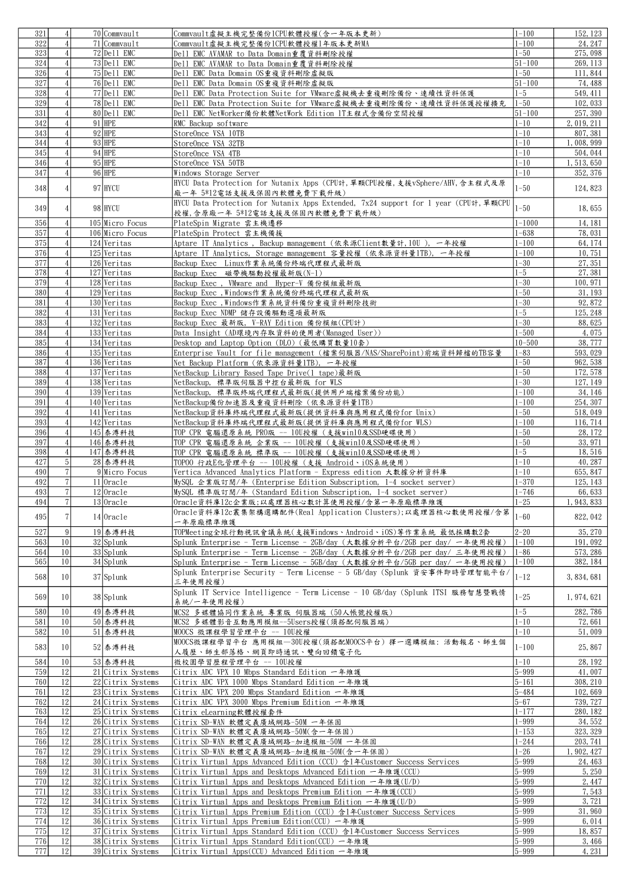| | | | | | | |
|---|---|---|---|---|---|---|
| 321 | 4 | 70 | Commvault | Commvault虛擬主機完整備份1CPU軟體授權(含一年版本更新) | 1-100 | 152,123 |
| 322 | 4 | 71 | Commvault | Commvault虛擬主機完整備份1CPU軟體授權1年版本更新MA | 1-100 | 24,247 |
| 323 | 4 | 72 | Dell EMC | Dell EMC AVAMAR to Data Domain重覆資料刪除授權 | 1-50 | 275,098 |
| 324 | 4 | 73 | Dell EMC | Dell EMC AVAMAR to Data Domain重覆資料刪除授權 | 51-100 | 269,113 |
| 326 | 4 | 75 | Dell EMC | Dell EMC Data Domain OS重複資料刪除虛擬版 | 1-50 | 111,844 |
| 327 | 4 | 76 | Dell EMC | Dell EMC Data Domain OS重複資料刪除虛擬版 | 51-100 | 74,488 |
| 328 | 4 | 77 | Dell EMC | Dell EMC Data Protection Suite for VMware虛擬機去重複刪除備份、連續性資料保護 | 1-5 | 549,411 |
| 329 | 4 | 78 | Dell EMC | Dell EMC Data Protection Suite for VMware虛擬機去重複刪除備份、連續性資料保護授權擴充 | 1-50 | 102,033 |
| 331 | 4 | 80 | Dell EMC | Dell EMC NetWorker備份軟體NetWork Edition 1T主程式含備份空間授權 | 51-100 | 257,390 |
| 342 | 4 | 91 | HPE | RMC Backup software | 1-10 | 2,019,211 |
| 343 | 4 | 92 | HPE | StoreOnce VSA 10TB | 1-10 | 807,381 |
| 344 | 4 | 93 | HPE | StoreOnce VSA 32TB | 1-10 | 1,008,999 |
| 345 | 4 | 94 | HPE | StoreOnce VSA 4TB | 1-10 | 504,044 |
| 346 | 4 | 95 | HPE | StoreOnce VSA 50TB | 1-10 | 1,513,650 |
| 347 | 4 | 96 | HPE | Windows Storage Server | 1-10 | 352,376 |
| 348 | 4 | 97 | HYCU | HYCU Data Protection for Nutanix Apps (CPU計,單顆CPU授權,支援vSphere/AHV,含主程式及原廠一年 5*12電話支援及保固內軟體免費下載升級) | 1-50 | 124,823 |
| 349 | 4 | 98 | HYCU | HYCU Data Protection for Nutanix Apps Extended, 7x24 support for 1 year (CPU計,單顆CPU授權,含原廠一年 5*12電話支援及保固內軟體免費下載升級) | 1-50 | 18,655 |
| 356 | 4 | 105 | Micro Focus | PlateSpin Migrate 雲主機遷移 | 1-1000 | 14,181 |
| 357 | 4 | 106 | Micro Focus | PlateSpin Protect 雲主機備援 | 1-638 | 78,031 |
| 375 | 4 | 124 | Veritas | Aptare IT Analytics , Backup management (依來源Client數量計,10U ), 一年授權 | 1-100 | 64,174 |
| 376 | 4 | 125 | Veritas | Aptare IT Analytics, Storage management 容量授權 (依來源容量1TB), 一年授權 | 1-100 | 10,751 |
| 377 | 4 | 126 | Veritas | Backup Exec Linux作業系統備份終端代理程式最新版 | 1-30 | 27,351 |
| 378 | 4 | 127 | Veritas | Backup Exec 磁帶機驅動授權最新版(N-1) | 1-5 | 27,381 |
| 379 | 4 | 128 | Veritas | Backup Exec , VMware and Hyper-V 備份模組最新版 | 1-30 | 100,971 |
| 380 | 4 | 129 | Veritas | Backup Exec ,Windows作業系統備份終端代理程式最新版 | 1-50 | 31,193 |
| 381 | 4 | 130 | Veritas | Backup Exec ,Windows作業系統資料備份重複資料刪除技術 | 1-30 | 92,872 |
| 382 | 4 | 131 | Veritas | Backup Exec NDMP 儲存設備驅動選項最新版 | 1-5 | 125,248 |
| 383 | 4 | 132 | Veritas | Backup Exec 最新版, V-RAY Edition 備份模組(CPU計) | 1-30 | 88,625 |
| 384 | 4 | 133 | Veritas | Data Insight (AD環境內存取資料的使用者(Managed User)) | 1-500 | 4,075 |
| 385 | 4 | 134 | Veritas | Desktop and Laptop Option (DLO) (最低購買數量10套) | 10-500 | 38,777 |
| 386 | 4 | 135 | Veritas | Enterprise Vault for file management (檔案伺服器/NAS/SharePoint)前端資料歸檔的TB容量 | 1-83 | 593,029 |
| 387 | 4 | 136 | Veritas | Net Backup Platform (依來源資料量1TB), 一年授權 | 1-50 | 962,538 |
| 388 | 4 | 137 | Veritas | NetBackup Library Based Tape Drive(1 tape)最新版 | 1-50 | 172,578 |
| 389 | 4 | 138 | Veritas | NetBackup, 標準版伺服器中控台最新版 for WLS | 1-30 | 127,149 |
| 390 | 4 | 139 | Veritas | NetBackup, 標準版終端代理程式最新版(提供用戶端檔案備份功能) | 1-100 | 34,146 |
| 391 | 4 | 140 | Veritas | NetBackup備份加速器及重複資料刪除 (依來源資料量1TB) | 1-100 | 254,307 |
| 392 | 4 | 141 | Veritas | NetBackup資料庫終端代理程式最新版(提供資料庫與應用程式備份for Unix) | 1-50 | 518,049 |
| 393 | 4 | 142 | Veritas | NetBackup資料庫終端代理程式最新版(提供資料庫與應用程式備份for WLS) | 1-100 | 116,714 |
| 396 | 4 | 145 | 泰溥科技 | TOP CPR 電腦還原系統 PRO版 -- 10U授權 (支援win10及SSD硬碟使用) | 1-50 | 28,172 |
| 397 | 4 | 146 | 泰溥科技 | TOP CPR 電腦還原系統 企業版 -- 10U授權 (支援win10及SSD硬碟使用) | 1-50 | 33,971 |
| 398 | 4 | 147 | 泰溥科技 | TOP CPR 電腦還原系統 標準版 -- 10U授權 (支援win10及SSD硬碟使用) | 1-5 | 18,516 |
| 427 | 5 | 28 | 泰溥科技 | TOPOO 行政E化管理平台 -- 10U授權 (支援 Android、iOS系統使用) | 1-10 | 40,287 |
| 490 | 7 | 9 | Micro Focus | Vertica Advanced Analytics Platform - Express edition 大數據分析資料庫 | 1-10 | 655,847 |
| 492 | 7 | 11 | Oracle | MySQL 企業版訂閱/年 (Enterprise Edition Subscription, 1-4 socket server) | 1-370 | 125,143 |
| 493 | 7 | 12 | Oracle | MySQL 標準版訂閱/年 (Standard Edition Subscription, 1-4 socket server) | 1-746 | 66,633 |
| 494 | 7 | 13 | Oracle | Oracle資料庫12c企業版;以處理器核心數計算使用授權/含第一年原廠標準維護 | 1-25 | 1,943,833 |
| 495 | 7 | 14 | Oracle | Oracle資料庫12c叢集架構選購配件(Real Application Clusters);以處理器核心數使用授權/含第一年原廠標準維護 | 1-60 | 822,042 |
| 527 | 9 | 19 | 泰溥科技 | TOPMeeting全球行動視訊會議系統(支援Windows、Android、iOS)等作業系統 最低採購數2套 | 2-20 | 35,270 |
| 563 | 10 | 32 | Splunk | Splunk Enterprise - Term License - 2GB/day (大數據分析平台/2GB per day/ 一年使用授權) | 1-100 | 191,092 |
| 564 | 10 | 33 | Splunk | Splunk Enterprise - Term License - 2GB/day (大數據分析平台/2GB per day/ 三年使用授權) | 1-86 | 573,286 |
| 565 | 10 | 34 | Splunk | Splunk Enterprise - Term License - 5GB/day (大數據分析平台/5GB per day/ 一年使用授權) | 1-100 | 382,184 |
| 568 | 10 | 37 | Splunk | Splunk Enterprise Security - Term License - 5 GB/day (Splunk 資安事件即時管理智能平台/三年使用授權) | 1-12 | 3,834,681 |
| 569 | 10 | 38 | Splunk | Splunk IT Service Intelligence - Term License - 10 GB/day (Splunk ITSI 服務智慧暨戰情系統/一年使用授權) | 1-25 | 1,974,621 |
| 580 | 10 | 49 | 泰溥科技 | MCS2 多媒體協同作業系統 專業版 伺服器端 (50人帳號授權版) | 1-5 | 282,786 |
| 581 | 10 | 50 | 泰溥科技 | MCS2 多媒體影音互動應用模組--5Users授權(須搭配伺服器端) | 1-10 | 72,661 |
| 582 | 10 | 51 | 泰溥科技 | MOOCS 微課程學習管理平台 -- 10U授權 | 1-10 | 51,009 |
| 583 | 10 | 52 | 泰溥科技 | MOOCS微課程學習平台 應用模組—30U授權(須搭配MOOCS平台) 擇一選購模組: 活動報名、師生個人履歷、師生郎落格、網頁即時通訊、雙向回饋電子化 | 1-100 | 25,867 |
| 584 | 10 | 53 | 泰溥科技 | 微校園學習歷程管理平台 -- 10U授權 | 1-10 | 28,192 |
| 759 | 12 | 21 | Citrix Systems | Citrix ADC VPX 10 Mbps Standard Edition 一年維護 | 5-999 | 41,007 |
| 760 | 12 | 22 | Citrix Systems | Citrix ADC VPX 1000 Mbps Standard Edition 一年維護 | 5-161 | 308,210 |
| 761 | 12 | 23 | Citrix Systems | Citrix ADC VPX 200 Mbps Standard Edition 一年維護 | 5-484 | 102,669 |
| 762 | 12 | 24 | Citrix Systems | Citrix ADC VPX 3000 Mbps Premium Edition 一年維護 | 5-67 | 739,727 |
| 763 | 12 | 25 | Citrix Systems | Citrix eLearning軟體授權套件 | 1-177 | 280,182 |
| 764 | 12 | 26 | Citrix Systems | Citrix SD-WAN 軟體定義廣域網路-50M 一年保固 | 1-999 | 34,552 |
| 765 | 12 | 27 | Citrix Systems | Citrix SD-WAN 軟體定義廣域網路-50M(含一年保固) | 1-153 | 323,329 |
| 766 | 12 | 28 | Citrix Systems | Citrix SD-WAN 軟體定義廣域網路-加速模組-50M 一年保固 | 1-244 | 203,741 |
| 767 | 12 | 29 | Citrix Systems | Citrix SD-WAN 軟體定義廣域網路-加速模組-50M(含一年保固) | 1-26 | 1,902,427 |
| 768 | 12 | 30 | Citrix Systems | Citrix Virtual Apps Advanced Edition (CCU) 含1年Customer Success Services | 5-999 | 24,463 |
| 769 | 12 | 31 | Citrix Systems | Citrix Virtual Apps and Desktops Advanced Edition 一年維護(CCU) | 5-999 | 5,250 |
| 770 | 12 | 32 | Citrix Systems | Citrix Virtual Apps and Desktops Advanced Edition 一年維護(U/D) | 5-999 | 2,447 |
| 771 | 12 | 33 | Citrix Systems | Citrix Virtual Apps and Desktops Premium Edition 一年維護(CCU) | 5-999 | 7,543 |
| 772 | 12 | 34 | Citrix Systems | Citrix Virtual Apps and Desktops Premium Edition 一年維護(U/D) | 5-999 | 3,721 |
| 773 | 12 | 35 | Citrix Systems | Citrix Virtual Apps Premium Edition (CCU) 含1年Customer Success Services | 5-999 | 31,960 |
| 774 | 12 | 36 | Citrix Systems | Citrix Virtual Apps Premium Edition(CCU) 一年維護 | 5-999 | 6,014 |
| 775 | 12 | 37 | Citrix Systems | Citrix Virtual Apps Standard Edition (CCU) 含1年Customer Success Services | 5-999 | 18,857 |
| 776 | 12 | 38 | Citrix Systems | Citrix Virtual Apps Standard Edition(CCU) 一年維護 | 5-999 | 3,466 |
| 777 | 12 | 39 | Citrix Systems | Citrix Virtual Apps(CCU) Advanced Edition 一年維護 | 5-999 | 4,231 |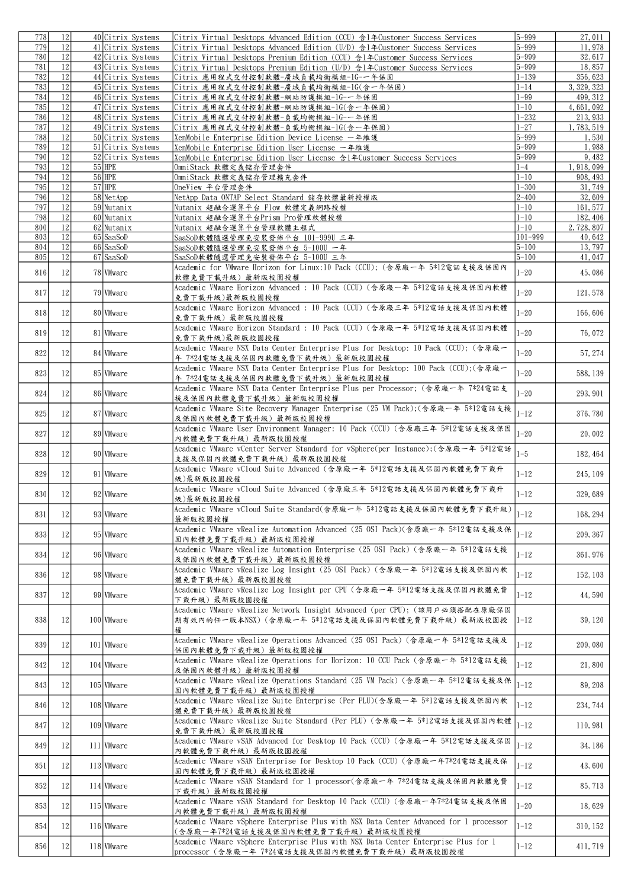| | | | | | | |
|---|---|---|---|---|---|---|
| 778 | 12 | 40 | Citrix Systems | Citrix Virtual Desktops Advanced Edition (CCU) 含1年Customer Success Services | 5-999 | 27,011 |
| 779 | 12 | 41 | Citrix Systems | Citrix Virtual Desktops Advanced Edition (U/D) 含1年Customer Success Services | 5-999 | 11,978 |
| 780 | 12 | 42 | Citrix Systems | Citrix Virtual Desktops Premium Edition (CCU) 含1年Customer Success Services | 5-999 | 32,617 |
| 781 | 12 | 43 | Citrix Systems | Citrix Virtual Desktops Premium Edition (U/D) 含1年Customer Success Services | 5-999 | 18,857 |
| 782 | 12 | 44 | Citrix Systems | Citrix 應用程式交付控制軟體-廣域負載均衡模組-1G-一年保固 | 1-139 | 356,623 |
| 783 | 12 | 45 | Citrix Systems | Citrix 應用程式交付控制軟體-廣域負載均衡模組-1G(含一年保固) | 1-14 | 3,329,323 |
| 784 | 12 | 46 | Citrix Systems | Citrix 應用程式交付控制軟體-網站防護模組-1G-一年保固 | 1-99 | 499,312 |
| 785 | 12 | 47 | Citrix Systems | Citrix 應用程式交付控制軟體-網站防護模組-1G(含一年保固) | 1-10 | 4,661,092 |
| 786 | 12 | 48 | Citrix Systems | Citrix 應用程式交付控制軟體-負載均衡模組-1G-一年保固 | 1-232 | 213,933 |
| 787 | 12 | 49 | Citrix Systems | Citrix 應用程式交付控制軟體-負載均衡模組-1G(含一年保固) | 1-27 | 1,783,519 |
| 788 | 12 | 50 | Citrix Systems | XenMobile Enterprise Edition Device License 一年維護 | 5-999 | 1,530 |
| 789 | 12 | 51 | Citrix Systems | XenMobile Enterprise Edition User License 一年維護 | 5-999 | 1,988 |
| 790 | 12 | 52 | Citrix Systems | XenMobile Enterprise Edition User License 含1年Customer Success Services | 5-999 | 9,482 |
| 793 | 12 | 55 | HPE | OmniStack 軟體定義儲存管理套件 | 1-4 | 1,918,099 |
| 794 | 12 | 56 | HPE | OmniStack 軟體定義儲存管理擴充套件 | 1-10 | 908,493 |
| 795 | 12 | 57 | HPE | OneView 平台管理套件 | 1-300 | 31,749 |
| 796 | 12 | 58 | NetApp | NetApp Data ONTAP Select Standard 儲存軟體最新授權版 | 2-400 | 32,609 |
| 797 | 12 | 59 | Nutanix | Nutanix 超融合運算平台 Flow 軟體定義網路授權 | 1-10 | 161,577 |
| 798 | 12 | 60 | Nutanix | Nutanix 超融合運算平台Prism Pro管理軟體授權 | 1-10 | 182,406 |
| 800 | 12 | 62 | Nutanix | Nutanix 超融合運算平台管理軟體主程式 | 1-10 | 2,728,807 |
| 803 | 12 | 65 | SaaSoD | SaaSoD軟體隨選管理免安裝發佈平台 101-999U 三年 | 101-999 | 40,642 |
| 804 | 12 | 66 | SaaSoD | SaaSoD軟體隨選管理免安裝發佈平台 5-100U 一年 | 5-100 | 13,797 |
| 805 | 12 | 67 | SaaSoD | SaaSoD軟體隨選管理免安裝發佈平台 5-100U 三年 | 5-100 | 41,047 |
| 816 | 12 | 78 | VMware | Academic for VMware Horizon for Linux:10 Pack (CCU); (含原廠一年 5*12電話支援及保固內軟體免費下載升級) 最新版校園授權 | 1-20 | 45,086 |
| 817 | 12 | 79 | VMware | Academic VMware Horizon Advanced : 10 Pack (CCU) (含原廠一年 5*12電話支援及保固內軟體免費下載升級)最新版校園授權 | 1-20 | 121,578 |
| 818 | 12 | 80 | VMware | Academic VMware Horizon Advanced : 10 Pack (CCU) (含原廠三年 5*12電話支援及保固內軟體免費下載升級) 最新版校園授權 | 1-20 | 166,606 |
| 819 | 12 | 81 | VMware | Academic VMware Horizon Standard : 10 Pack (CCU) (含原廠一年 5*12電話支援及保固內軟體免費下載升級) 最新版校園授權 | 1-20 | 76,072 |
| 822 | 12 | 84 | VMware | Academic VMware NSX Data Center Enterprise Plus for Desktop: 10 Pack (CCU); (含原廠一年 7*24電話支援及保固內軟體免費下載升級) 最新版校園授權 | 1-20 | 57,274 |
| 823 | 12 | 85 | VMware | Academic VMware NSX Data Center Enterprise Plus for Desktop: 100 Pack (CCU);(含原廠一年 7*24電話支援及保固內軟體免費下載升級) 最新版校園授權 | 1-20 | 588,139 |
| 824 | 12 | 86 | VMware | Academic VMware NSX Data Center Enterprise Plus per Processor; (含原廠一年 7*24電話支援及保固內軟體免費下載升級) 最新版校園授權 | 1-20 | 293,901 |
| 825 | 12 | 87 | VMware | Academic VMware Site Recovery Manager Enterprise (25 VM Pack);(含原廠一年 5*12電話支援及保固內軟體免費下載升級) 最新版校園授權 | 1-12 | 376,780 |
| 827 | 12 | 89 | VMware | Academic VMware User Environment Manager: 10 Pack (CCU) (含原廠三年 5*12電話支援及保固內軟體免費下載升級) 最新版校園授權 | 1-20 | 20,002 |
| 828 | 12 | 90 | VMware | Academic VMware vCenter Server Standard for vSphere(per Instance);(含原廠一年 5*12電話支援及保固內軟體免費下載升級) 最新版校園授權 | 1-5 | 182,464 |
| 829 | 12 | 91 | VMware | Academic VMware vCloud Suite Advanced (含原廠一年 5*12電話支援及保固內軟體免費下載升級)最新版校園授權 | 1-12 | 245,109 |
| 830 | 12 | 92 | VMware | Academic VMware vCloud Suite Advanced (含原廠三年 5*12電話支援及保固內軟體免費下載升級)最新版校園授權 | 1-12 | 329,689 |
| 831 | 12 | 93 | VMware | Academic VMware vCloud Suite Standard(含原廠一年 5*12電話支援及保固內軟體免費下載升級)最新版校園授權 | 1-12 | 168,294 |
| 833 | 12 | 95 | VMware | Academic VMware vRealize Automation Advanced (25 OSI Pack)(含原廠一年 5*12電話支援及保固內軟體免費下載升級) 最新版校園授權 | 1-12 | 209,367 |
| 834 | 12 | 96 | VMware | Academic VMware vRealize Automation Enterprise (25 OSI Pack) (含原廠一年 5*12電話支援及保固內軟體免費下載升級) 最新版校園授權 | 1-12 | 361,976 |
| 836 | 12 | 98 | VMware | Academic VMware vRealize Log Insight (25 OSI Pack) (含原廠一年 5*12電話支援及保固內軟體免費下載升級) 最新版校園授權 | 1-12 | 152,103 |
| 837 | 12 | 99 | VMware | Academic VMware vRealize Log Insight per CPU (含原廠一年 5*12電話支援及保固內軟體免費下載升級) 最新版校園授權 | 1-12 | 44,590 |
| 838 | 12 | 100 | VMware | Academic VMware vRealize Network Insight Advanced (per CPU); (該用戶必須搭配在原廠保固期有效內的任一版本NSX) (含原廠一年 5*12電話支援及保固內軟體免費下載升級) 最新版校園授權 | 1-12 | 39,120 |
| 839 | 12 | 101 | VMware | Academic VMware vRealize Operations Advanced (25 OSI Pack) (含原廠一年 5*12電話支援及保固內軟體免費下載升級) 最新版校園授權 | 1-12 | 209,080 |
| 842 | 12 | 104 | VMware | Academic VMware vRealize Operations for Horizon: 10 CCU Pack (含原廠一年 5*12電話支援及保固內軟體免費下載升級) 最新版校園授權 | 1-12 | 21,800 |
| 843 | 12 | 105 | VMware | Academic VMware vRealize Operations Standard (25 VM Pack) (含原廠一年 5*12電話支援及保固內軟體免費下載升級) 最新版校園授權 | 1-12 | 89,208 |
| 846 | 12 | 108 | VMware | Academic VMware vRealize Suite Enterprise (Per PLU)(含原廠一年 5*12電話支援及保固內軟體免費下載升級) 最新版校園授權 | 1-12 | 234,744 |
| 847 | 12 | 109 | VMware | Academic VMware vRealize Suite Standard (Per PLU) (含原廠一年 5*12電話支援及保固內軟體免費下載升級) 最新版校園授權 | 1-12 | 110,981 |
| 849 | 12 | 111 | VMware | Academic VMware vSAN Advanced for Desktop 10 Pack (CCU) (含原廠一年 5*12電話支援及保固內軟體免費下載升級) 最新版校園授權 | 1-12 | 34,186 |
| 851 | 12 | 113 | VMware | Academic VMware vSAN Enterprise for Desktop 10 Pack (CCU) (含原廠一年7*24電話支援及保固內軟體免費下載升級) 最新版校園授權 | 1-12 | 43,600 |
| 852 | 12 | 114 | VMware | Academic VMware vSAN Standard for 1 processor(含原廠一年 7*24電話支援及保固內軟體免費下載升級) 最新版校園授權 | 1-12 | 85,713 |
| 853 | 12 | 115 | VMware | Academic VMware vSAN Standard for Desktop 10 Pack (CCU) (含原廠一年7*24電話支援及保固內軟體免費下載升級) 最新版校園授權 | 1-20 | 18,629 |
| 854 | 12 | 116 | VMware | Academic VMware vSphere Enterprise Plus with NSX Data Center Advanced for 1 processor (含原廠一年7*24電話支援及保固內軟體免費下載升級) 最新版校園授權 | 1-12 | 310,152 |
| 856 | 12 | 118 | VMware | Academic VMware vSphere Enterprise Plus with NSX Data Center Enterprise Plus for 1 processor (含原廠一年 7*24電話支援及保固內軟體免費下載升級) 最新版校園授權 | 1-12 | 411,719 |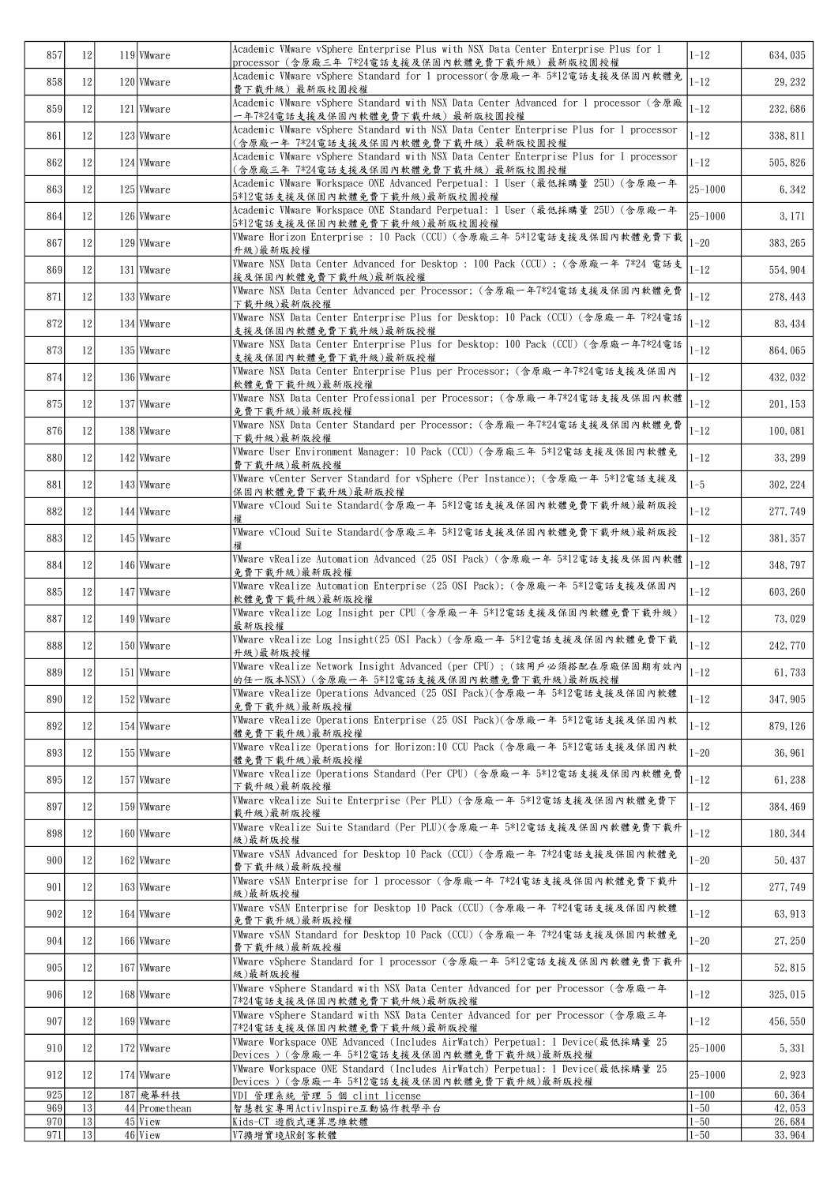| | | | | | | |
|---|---|---|---|---|---|---|
| 857 | 12 | 119 | VMware | Academic VMware vSphere Enterprise Plus with NSX Data Center Enterprise Plus for 1 processor (含原廠三年 7*24電話支援及保固內軟體免費下載升級) 最新版校園授權 | 1-12 | 634,035 |
| 858 | 12 | 120 | VMware | Academic VMware vSphere Standard for 1 processor(含原廠一年 5*12電話支援及保固內軟體免費下載升級) 最新版校園授權 | 1-12 | 29,232 |
| 859 | 12 | 121 | VMware | Academic VMware vSphere Standard with NSX Data Center Advanced for 1 processor (含原廠一年7*24電話支援及保固內軟體免費下載升級) 最新版校園授權 | 1-12 | 232,686 |
| 861 | 12 | 123 | VMware | Academic VMware vSphere Standard with NSX Data Center Enterprise Plus for 1 processor (含原廠一年 7*24電話支援及保固內軟體免費下載升級) 最新版校園授權 | 1-12 | 338,811 |
| 862 | 12 | 124 | VMware | Academic VMware vSphere Standard with NSX Data Center Enterprise Plus for 1 processor (含原廠三年 7*24電話支援及保固內軟體免費下載升級) 最新版校園授權 | 1-12 | 505,826 |
| 863 | 12 | 125 | VMware | Academic VMware Workspace ONE Advanced Perpetual: 1 User (最低採購量 25U) (含原廠一年 5*12電話支援及保固內軟體免費下載升級)最新版校園授權 | 25-1000 | 6,342 |
| 864 | 12 | 126 | VMware | Academic VMware Workspace ONE Standard Perpetual: 1 User (最低採購量 25U) (含原廠一年 5*12電話支援及保固內軟體免費下載升級)最新版校園授權 | 25-1000 | 3,171 |
| 867 | 12 | 129 | VMware | VMware Horizon Enterprise : 10 Pack (CCU) (含原廠三年 5*12電話支援及保固內軟體免費下載升級)最新版授權 | 1-20 | 383,265 |
| 869 | 12 | 131 | VMware | VMware NSX Data Center Advanced for Desktop : 100 Pack (CCU) ; (含原廠一年 7*24 電話支援及保固內軟體免費下載升級)最新版授權 | 1-12 | 554,904 |
| 871 | 12 | 133 | VMware | VMware NSX Data Center Advanced per Processor; (含原廠一年7*24電話支援及保固內軟體免費下載升級)最新版授權 | 1-12 | 278,443 |
| 872 | 12 | 134 | VMware | VMware NSX Data Center Enterprise Plus for Desktop: 10 Pack (CCU) (含原廠一年 7*24電話支援及保固內軟體免費下載升級)最新版授權 | 1-12 | 83,434 |
| 873 | 12 | 135 | VMware | VMware NSX Data Center Enterprise Plus for Desktop: 100 Pack (CCU) (含原廠一年7*24電話支援及保固內軟體免費下載升級)最新版授權 | 1-12 | 864,065 |
| 874 | 12 | 136 | VMware | VMware NSX Data Center Enterprise Plus per Processor; (含原廠一年7*24電話支援及保固內軟體免費下載升級)最新版授權 | 1-12 | 432,032 |
| 875 | 12 | 137 | VMware | VMware NSX Data Center Professional per Processor; (含原廠一年7*24電話支援及保固內軟體免費下載升級)最新版授權 | 1-12 | 201,153 |
| 876 | 12 | 138 | VMware | VMware NSX Data Center Standard per Processor; (含原廠一年7*24電話支援及保固內軟體免費下載升級)最新版授權 | 1-12 | 100,081 |
| 880 | 12 | 142 | VMware | VMware User Environment Manager: 10 Pack (CCU) (含原廠三年 5*12電話支援及保固內軟體免費下載升級)最新版授權 | 1-12 | 33,299 |
| 881 | 12 | 143 | VMware | VMware vCenter Server Standard for vSphere (Per Instance); (含原廠一年 5*12電話支援及保固內軟體免費下載升級)最新版授權 | 1-5 | 302,224 |
| 882 | 12 | 144 | VMware | VMware vCloud Suite Standard(含原廠一年 5*12電話支援及保固內軟體免費下載升級)最新版授權 | 1-12 | 277,749 |
| 883 | 12 | 145 | VMware | VMware vCloud Suite Standard(含原廠三年 5*12電話支援及保固內軟體免費下載升級)最新版授權 | 1-12 | 381,357 |
| 884 | 12 | 146 | VMware | VMware vRealize Automation Advanced (25 OSI Pack) (含原廠一年 5*12電話支援及保固內軟體免費下載升級)最新版授權 | 1-12 | 348,797 |
| 885 | 12 | 147 | VMware | VMware vRealize Automation Enterprise (25 OSI Pack); (含原廠一年 5*12電話支援及保固內軟體免費下載升級)最新版授權 | 1-12 | 603,260 |
| 887 | 12 | 149 | VMware | VMware vRealize Log Insight per CPU (含原廠一年 5*12電話支援及保固內軟體免費下載升級) 最新版授權 | 1-12 | 73,029 |
| 888 | 12 | 150 | VMware | VMware vRealize Log Insight(25 OSI Pack) (含原廠一年 5*12電話支援及保固內軟體免費下載升級)最新版授權 | 1-12 | 242,770 |
| 889 | 12 | 151 | VMware | VMware vRealize Network Insight Advanced (per CPU) ; (該用戶必須搭配在原廠保固期有效內的任一版本NSX) (含原廠一年 5*12電話支援及保固內軟體免費下載升級)最新版授權 | 1-12 | 61,733 |
| 890 | 12 | 152 | VMware | VMware vRealize Operations Advanced (25 OSI Pack)(含原廠一年 5*12電話支援及保固內軟體免費下載升級)最新版授權 | 1-12 | 347,905 |
| 892 | 12 | 154 | VMware | VMware vRealize Operations Enterprise (25 OSI Pack)(含原廠一年 5*12電話支援及保固內軟體免費下載升級)最新版授權 | 1-12 | 879,126 |
| 893 | 12 | 155 | VMware | VMware vRealize Operations for Horizon:10 CCU Pack (含原廠一年 5*12電話支援及保固內軟體免費下載升級)最新版授權 | 1-20 | 36,961 |
| 895 | 12 | 157 | VMware | VMware vRealize Operations Standard (Per CPU) (含原廠一年 5*12電話支援及保固內軟體免費下載升級)最新版授權 | 1-12 | 61,238 |
| 897 | 12 | 159 | VMware | VMware vRealize Suite Enterprise (Per PLU) (含原廠一年 5*12電話支援及保固內軟體免費下載升級)最新版授權 | 1-12 | 384,469 |
| 898 | 12 | 160 | VMware | VMware vRealize Suite Standard (Per PLU)(含原廠一年 5*12電話支援及保固內軟體免費下載升級)最新版授權 | 1-12 | 180,344 |
| 900 | 12 | 162 | VMware | VMware vSAN Advanced for Desktop 10 Pack (CCU) (含原廠一年 7*24電話支援及保固內軟體免費下載升級)最新版授權 | 1-20 | 50,437 |
| 901 | 12 | 163 | VMware | VMware vSAN Enterprise for 1 processor (含原廠一年 7*24電話支援及保固內軟體免費下載升級)最新版授權 | 1-12 | 277,749 |
| 902 | 12 | 164 | VMware | VMware vSAN Enterprise for Desktop 10 Pack (CCU) (含原廠一年 7*24電話支援及保固內軟體免費下載升級)最新版授權 | 1-12 | 63,913 |
| 904 | 12 | 166 | VMware | VMware vSAN Standard for Desktop 10 Pack (CCU) (含原廠一年 7*24電話支援及保固內軟體免費下載升級)最新版授權 | 1-20 | 27,250 |
| 905 | 12 | 167 | VMware | VMware vSphere Standard for 1 processor (含原廠一年 5*12電話支援及保固內軟體免費下載升級)最新版授權 | 1-12 | 52,815 |
| 906 | 12 | 168 | VMware | VMware vSphere Standard with NSX Data Center Advanced for per Processor (含原廠一年 7*24電話支援及保固內軟體免費下載升級)最新版授權 | 1-12 | 325,015 |
| 907 | 12 | 169 | VMware | VMware vSphere Standard with NSX Data Center Advanced for per Processor (含原廠三年 7*24電話支援及保固內軟體免費下載升級)最新版授權 | 1-12 | 456,550 |
| 910 | 12 | 172 | VMware | VMware Workspace ONE Advanced (Includes AirWatch) Perpetual: 1 Device(最低採購量 25 Devices ) (含原廠一年 5*12電話支援及保固內軟體免費下載升級)最新版授權 | 25-1000 | 5,331 |
| 912 | 12 | 174 | VMware | VMware Workspace ONE Standard (Includes AirWatch) Perpetual: 1 Device(最低採購量 25 Devices ) (含原廠一年 5*12電話支援及保固內軟體免費下載升級)最新版授權 | 25-1000 | 2,923 |
| 925 | 12 | 187 | 飛慕科技 | VDI 管理系統 管理 5 個 clint license | 1-100 | 60,364 |
| 969 | 13 | 44 | Promethean | 智慧教室專用ActivInspire互動協作教學平台 | 1-50 | 42,053 |
| 970 | 13 | 45 | View | Kids-CT 遊戲式運算思維軟體 | 1-50 | 26,684 |
| 971 | 13 | 46 | View | V7擴增實境AR創客軟體 | 1-50 | 33,964 |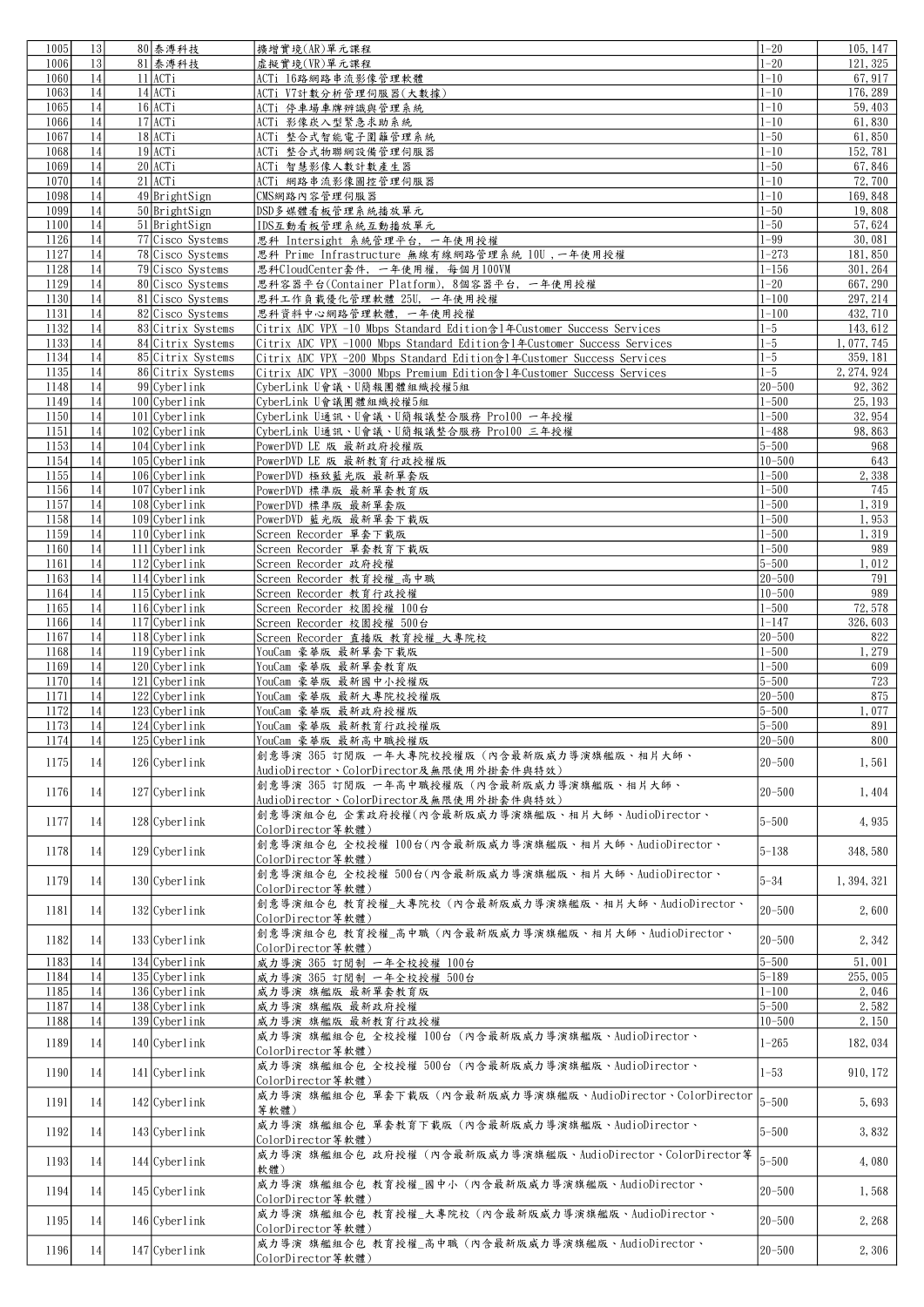| | | | | | | |
|---|---|---|---|---|---|---|
| 1005 | 13 | 80 | 泰溥科技 | 擴增實境(AR)單元課程 | 1-20 | 105,147 |
| 1006 | 13 | 81 | 泰溥科技 | 虛擬實境(VR)單元課程 | 1-20 | 121,325 |
| 1060 | 14 | 11 | ACTi | ACTi 16路網路串流影像管理軟體 | 1-10 | 67,917 |
| 1063 | 14 | 14 | ACTi | ACTi V7計數分析管理伺服器(大數據) | 1-10 | 176,289 |
| 1065 | 14 | 16 | ACTi | ACTi 停車場車牌辨識與管理系統 | 1-10 | 59,403 |
| 1066 | 14 | 17 | ACTi | ACTi 影像嵌入型緊急求助系統 | 1-10 | 61,830 |
| 1067 | 14 | 18 | ACTi | ACTi 整合式智能電子圍籬管理系統 | 1-50 | 61,850 |
| 1068 | 14 | 19 | ACTi | ACTi 整合式物聯網設備管理伺服器 | 1-10 | 152,781 |
| 1069 | 14 | 20 | ACTi | ACTi 智慧影像人數計數產生器 | 1-50 | 67,846 |
| 1070 | 14 | 21 | ACTi | ACTi 網路串流影像圖控管理伺服器 | 1-10 | 72,700 |
| 1098 | 14 | 49 | BrightSign | CMS網路內容管理伺服器 | 1-10 | 169,848 |
| 1099 | 14 | 50 | BrightSign | DSD多媒體看板管理系統播放單元 | 1-50 | 19,808 |
| 1100 | 14 | 51 | BrightSign | IDS互動看板管理系統互動播放單元 | 1-50 | 57,624 |
| 1126 | 14 | 77 | Cisco Systems | 思科 Intersight 系統管理平台, 一年使用授權 | 1-99 | 30,081 |
| 1127 | 14 | 78 | Cisco Systems | 思科 Prime Infrastructure 無線有線網路管理系統 10U ,一年使用授權 | 1-273 | 181,850 |
| 1128 | 14 | 79 | Cisco Systems | 思科CloudCenter套件, 一年使用權, 每個月100VM | 1-156 | 301,264 |
| 1129 | 14 | 80 | Cisco Systems | 思科容器平台(Container Platform), 8個容器平台, 一年使用授權 | 1-20 | 667,290 |
| 1130 | 14 | 81 | Cisco Systems | 思科工作負載優化管理軟體 25U, 一年使用授權 | 1-100 | 297,214 |
| 1131 | 14 | 82 | Cisco Systems | 思科資料中心網路管理軟體, 一年使用授權 | 1-100 | 432,710 |
| 1132 | 14 | 83 | Citrix Systems | Citrix ADC VPX -10 Mbps Standard Edition含1年Customer Success Services | 1-5 | 143,612 |
| 1133 | 14 | 84 | Citrix Systems | Citrix ADC VPX -1000 Mbps Standard Edition含1年Customer Success Services | 1-5 | 1,077,745 |
| 1134 | 14 | 85 | Citrix Systems | Citrix ADC VPX -200 Mbps Standard Edition含1年Customer Success Services | 1-5 | 359,181 |
| 1135 | 14 | 86 | Citrix Systems | Citrix ADC VPX -3000 Mbps Premium Edition含1年Customer Success Services | 1-5 | 2,274,924 |
| 1148 | 14 | 99 | Cyberlink | CyberLink U會議、U簡報團體組織授權5組 | 20-500 | 92,362 |
| 1149 | 14 | 100 | Cyberlink | CyberLink U會議團體組織授權5組 | 1-500 | 25,193 |
| 1150 | 14 | 101 | Cyberlink | CyberLink U通訊、U會議、U簡報議整合服務 Pro100 一年授權 | 1-500 | 32,954 |
| 1151 | 14 | 102 | Cyberlink | CyberLink U通訊、U會議、U簡報議整合服務 Pro100 三年授權 | 1-488 | 98,863 |
| 1153 | 14 | 104 | Cyberlink | PowerDVD LE 版 最新政府授權版 | 5-500 | 968 |
| 1154 | 14 | 105 | Cyberlink | PowerDVD LE 版 最新教育行政授權版 | 10-500 | 643 |
| 1155 | 14 | 106 | Cyberlink | PowerDVD 極致藍光版 最新單套版 | 1-500 | 2,338 |
| 1156 | 14 | 107 | Cyberlink | PowerDVD 標準版 最新單套教育版 | 1-500 | 745 |
| 1157 | 14 | 108 | Cyberlink | PowerDVD 標準版 最新單套版 | 1-500 | 1,319 |
| 1158 | 14 | 109 | Cyberlink | PowerDVD 藍光版 最新單套下載版 | 1-500 | 1,953 |
| 1159 | 14 | 110 | Cyberlink | Screen Recorder 單套下載版 | 1-500 | 1,319 |
| 1160 | 14 | 111 | Cyberlink | Screen Recorder 單套教育下載版 | 1-500 | 989 |
| 1161 | 14 | 112 | Cyberlink | Screen Recorder 政府授權 | 5-500 | 1,012 |
| 1163 | 14 | 114 | Cyberlink | Screen Recorder 教育授權_高中職 | 20-500 | 791 |
| 1164 | 14 | 115 | Cyberlink | Screen Recorder 教育行政授權 | 10-500 | 989 |
| 1165 | 14 | 116 | Cyberlink | Screen Recorder 校園授權 100台 | 1-500 | 72,578 |
| 1166 | 14 | 117 | Cyberlink | Screen Recorder 校園授權 500台 | 1-147 | 326,603 |
| 1167 | 14 | 118 | Cyberlink | Screen Recorder 直播版 教育授權_大專院校 | 20-500 | 822 |
| 1168 | 14 | 119 | Cyberlink | YouCam 豪華版 最新單套下載版 | 1-500 | 1,279 |
| 1169 | 14 | 120 | Cyberlink | YouCam 豪華版 最新單套教育版 | 1-500 | 609 |
| 1170 | 14 | 121 | Cyberlink | YouCam 豪華版 最新國中小授權版 | 5-500 | 723 |
| 1171 | 14 | 122 | Cyberlink | YouCam 豪華版 最新大專院校授權版 | 20-500 | 875 |
| 1172 | 14 | 123 | Cyberlink | YouCam 豪華版 最新政府授權版 | 5-500 | 1,077 |
| 1173 | 14 | 124 | Cyberlink | YouCam 豪華版 最新教育行政授權版 | 5-500 | 891 |
| 1174 | 14 | 125 | Cyberlink | YouCam 豪華版 最新高中職授權版 | 20-500 | 800 |
| 1175 | 14 | 126 | Cyberlink | 創意導演 365 訂閱版 一年大專院校授權版 (內含最新版威力導演旗艦版、相片大師、AudioDirector、ColorDirector及無限使用外掛套件與特效) | 20-500 | 1,561 |
| 1176 | 14 | 127 | Cyberlink | 創意導演 365 訂閱版 一年高中職授權版 (內含最新版威力導演旗艦版、相片大師、AudioDirector、ColorDirector及無限使用外掛套件與特效) | 20-500 | 1,404 |
| 1177 | 14 | 128 | Cyberlink | 創意導演組合包 企業政府授權(內含最新版威力導演旗艦版、相片大師、AudioDirector、ColorDirector等軟體) | 5-500 | 4,935 |
| 1178 | 14 | 129 | Cyberlink | 創意導演組合包 全校授權 100台(內含最新版威力導演旗艦版、相片大師、AudioDirector、ColorDirector等軟體) | 5-138 | 348,580 |
| 1179 | 14 | 130 | Cyberlink | 創意導演組合包 全校授權 500台(內含最新版威力導演旗艦版、相片大師、AudioDirector、ColorDirector等軟體) | 5-34 | 1,394,321 |
| 1181 | 14 | 132 | Cyberlink | 創意導演組合包 教育授權_大專院校 (內含最新版威力導演旗艦版、相片大師、AudioDirector、ColorDirector等軟體) | 20-500 | 2,600 |
| 1182 | 14 | 133 | Cyberlink | 創意導演組合包 教育授權_高中職 (內含最新版威力導演旗艦版、相片大師、AudioDirector、ColorDirector等軟體) | 20-500 | 2,342 |
| 1183 | 14 | 134 | Cyberlink | 威力導演 365 訂閱制 一年全校授權 100台 | 5-500 | 51,001 |
| 1184 | 14 | 135 | Cyberlink | 威力導演 365 訂閱制 一年全校授權 500台 | 5-189 | 255,005 |
| 1185 | 14 | 136 | Cyberlink | 威力導演 旗艦版 最新單套教育版 | 1-100 | 2,046 |
| 1187 | 14 | 138 | Cyberlink | 威力導演 旗艦版 最新政府授權 | 5-500 | 2,582 |
| 1188 | 14 | 139 | Cyberlink | 威力導演 旗艦版 最新教育行政授權 | 10-500 | 2,150 |
| 1189 | 14 | 140 | Cyberlink | 威力導演 旗艦組合包 全校授權 100台 (內含最新版威力導演旗艦版、AudioDirector、ColorDirector等軟體) | 1-265 | 182,034 |
| 1190 | 14 | 141 | Cyberlink | 威力導演 旗艦組合包 全校授權 500台 (內含最新版威力導演旗艦版、AudioDirector、ColorDirector等軟體) | 1-53 | 910,172 |
| 1191 | 14 | 142 | Cyberlink | 威力導演 旗艦組合包 單套下載版 (內含最新版威力導演旗艦版、AudioDirector、ColorDirector等軟體) | 5-500 | 5,693 |
| 1192 | 14 | 143 | Cyberlink | 威力導演 旗艦組合包 單套教育下載版 (內含最新版威力導演旗艦版、AudioDirector、ColorDirector等軟體) | 5-500 | 3,832 |
| 1193 | 14 | 144 | Cyberlink | 威力導演 旗艦組合包 政府授權 (內含最新版威力導演旗艦版、AudioDirector、ColorDirector等軟體) | 5-500 | 4,080 |
| 1194 | 14 | 145 | Cyberlink | 威力導演 旗艦組合包 教育授權_國中小 (內含最新版威力導演旗艦版、AudioDirector、ColorDirector等軟體) | 20-500 | 1,568 |
| 1195 | 14 | 146 | Cyberlink | 威力導演 旗艦組合包 教育授權_大專院校 (內含最新版威力導演旗艦版、AudioDirector、ColorDirector等軟體) | 20-500 | 2,268 |
| 1196 | 14 | 147 | Cyberlink | 威力導演 旗艦組合包 教育授權_高中職 (內含最新版威力導演旗艦版、AudioDirector、ColorDirector等軟體) | 20-500 | 2,306 |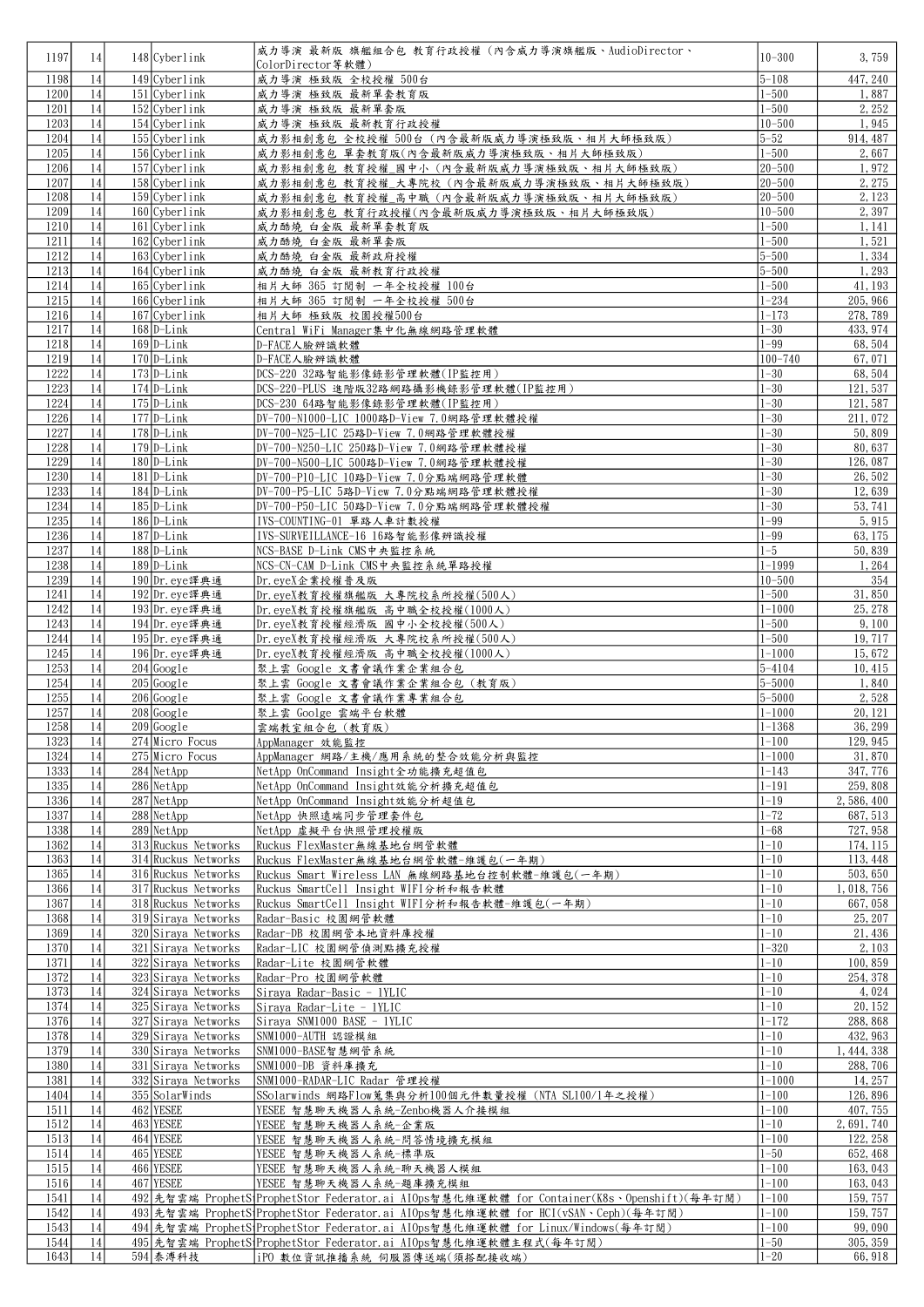| | | | | | | |
|---|---|---|---|---|---|---|
| 1197 | 14 | 148 | Cyberlink | 威力導演 最新版 旗艦組合包 教育行政授權（內含威力導演旗艦版、AudioDirector、ColorDirector等軟體） | 10-300 | 3,759 |
| 1198 | 14 | 149 | Cyberlink | 威力導演 極致版 全校授權 500台 | 5-108 | 447,240 |
| 1200 | 14 | 151 | Cyberlink | 威力導演 極致版 最新單套教育版 | 1-500 | 1,887 |
| 1201 | 14 | 152 | Cyberlink | 威力導演 極致版 最新單套版 | 1-500 | 2,252 |
| 1203 | 14 | 154 | Cyberlink | 威力導演 極致版 最新教育行政授權 | 10-500 | 1,945 |
| 1204 | 14 | 155 | Cyberlink | 威力影相創意包 全校授權 500台（內含最新版威力導演極致版、相片大師極致版） | 5-52 | 914,487 |
| 1205 | 14 | 156 | Cyberlink | 威力影相創意包 單套教育版(內含最新版威力導演極致版、相片大師極致版) | 1-500 | 2,667 |
| 1206 | 14 | 157 | Cyberlink | 威力影相創意包 教育授權_國中小（內含最新版威力導演極致版、相片大師極致版） | 20-500 | 1,972 |
| 1207 | 14 | 158 | Cyberlink | 威力影相創意包 教育授權_大專院校（內含最新版威力導演極致版、相片大師極致版） | 20-500 | 2,275 |
| 1208 | 14 | 159 | Cyberlink | 威力影相創意包 教育授權_高中職（內含最新版威力導演極致版、相片大師極致版） | 20-500 | 2,123 |
| 1209 | 14 | 160 | Cyberlink | 威力影相創意包 教育行政授權(內含最新版威力導演極致版、相片大師極致版) | 10-500 | 2,397 |
| 1210 | 14 | 161 | Cyberlink | 威力酷燒 白金版 最新單套教育版 | 1-500 | 1,141 |
| 1211 | 14 | 162 | Cyberlink | 威力酷燒 白金版 最新單套版 | 1-500 | 1,521 |
| 1212 | 14 | 163 | Cyberlink | 威力酷燒 白金版 最新政府授權 | 5-500 | 1,334 |
| 1213 | 14 | 164 | Cyberlink | 威力酷燒 白金版 最新教育行政授權 | 5-500 | 1,293 |
| 1214 | 14 | 165 | Cyberlink | 相片大師 365 訂閱制 一年全校授權 100台 | 1-500 | 41,193 |
| 1215 | 14 | 166 | Cyberlink | 相片大師 365 訂閱制 一年全校授權 500台 | 1-234 | 205,966 |
| 1216 | 14 | 167 | Cyberlink | 相片大師 極致版 校園授權500台 | 1-173 | 278,789 |
| 1217 | 14 | 168 | D-Link | Central WiFi Manager集中化無線網路管理軟體 | 1-30 | 433,974 |
| 1218 | 14 | 169 | D-Link | D-FACE人臉辨識軟體 | 1-99 | 68,504 |
| 1219 | 14 | 170 | D-Link | D-FACE人臉辨識軟體 | 100-740 | 67,071 |
| 1222 | 14 | 173 | D-Link | DCS-220 32路智能影像錄影管理軟體(IP監控用) | 1-30 | 68,504 |
| 1223 | 14 | 174 | D-Link | DCS-220-PLUS 進階版32路網路攝影機錄影管理軟體(IP監控用) | 1-30 | 121,537 |
| 1224 | 14 | 175 | D-Link | DCS-230 64路智能影像錄影管理軟體(IP監控用) | 1-30 | 121,587 |
| 1226 | 14 | 177 | D-Link | DV-700-N1000-LIC 1000路D-View 7.0網路管理軟體授權 | 1-30 | 211,072 |
| 1227 | 14 | 178 | D-Link | DV-700-N25-LIC 25路D-View 7.0網路管理軟體授權 | 1-30 | 50,809 |
| 1228 | 14 | 179 | D-Link | DV-700-N250-LIC 250路D-View 7.0網路管理軟體授權 | 1-30 | 80,637 |
| 1229 | 14 | 180 | D-Link | DV-700-N500-LIC 500路D-View 7.0網路管理軟體授權 | 1-30 | 126,087 |
| 1230 | 14 | 181 | D-Link | DV-700-P10-LIC 10路D-View 7.0分點端網路管理軟體 | 1-30 | 26,502 |
| 1233 | 14 | 184 | D-Link | DV-700-P5-LIC 5路D-View 7.0分點端網路管理軟體授權 | 1-30 | 12,639 |
| 1234 | 14 | 185 | D-Link | DV-700-P50-LIC 50路D-View 7.0分點端網路管理軟體授權 | 1-30 | 53,741 |
| 1235 | 14 | 186 | D-Link | IVS-COUNTING-01 單路人車計數授權 | 1-99 | 5,915 |
| 1236 | 14 | 187 | D-Link | IVS-SURVEILLANCE-16 16路智能影像辨識授權 | 1-99 | 63,175 |
| 1237 | 14 | 188 | D-Link | NCS-BASE D-Link CMS中央監控系統 | 1-5 | 50,839 |
| 1238 | 14 | 189 | D-Link | NCS-CN-CAM D-Link CMS中央監控系統單路授權 | 1-1999 | 1,264 |
| 1239 | 14 | 190 | Dr.eye譯典通 | Dr.eyeX企業授權普及版 | 10-500 | 354 |
| 1241 | 14 | 192 | Dr.eye譯典通 | Dr.eyeX教育授權旗艦版 大專院校系所授權(500人) | 1-500 | 31,850 |
| 1242 | 14 | 193 | Dr.eye譯典通 | Dr.eyeX教育授權旗艦版 高中職全校授權(1000人) | 1-1000 | 25,278 |
| 1243 | 14 | 194 | Dr.eye譯典通 | Dr.eyeX教育授權經濟版 國中小全校授權(500人) | 1-500 | 9,100 |
| 1244 | 14 | 195 | Dr.eye譯典通 | Dr.eyeX教育授權經濟版 大專院校系所授權(500人) | 1-500 | 19,717 |
| 1245 | 14 | 196 | Dr.eye譯典通 | Dr.eyeX教育授權經濟版 高中職全校授權(1000人) | 1-1000 | 15,672 |
| 1253 | 14 | 204 | Google | 聚上雲 Google 文書會議作業企業組合包 | 5-4104 | 10,415 |
| 1254 | 14 | 205 | Google | 聚上雲 Google 文書會議作業企業組合包（教育版） | 5-5000 | 1,840 |
| 1255 | 14 | 206 | Google | 聚上雲 Google 文書會議作業專業組合包 | 5-5000 | 2,528 |
| 1257 | 14 | 208 | Google | 聚上雲 Goolge 雲端平台軟體 | 1-1000 | 20,121 |
| 1258 | 14 | 209 | Google | 雲端教室組合包（教育版） | 1-1368 | 36,299 |
| 1323 | 14 | 274 | Micro Focus | AppManager 效能監控 | 1-100 | 129,945 |
| 1324 | 14 | 275 | Micro Focus | AppManager 網路/主機/應用系統的整合效能分析與監控 | 1-1000 | 31,870 |
| 1333 | 14 | 284 | NetApp | NetApp OnCommand Insight全功能擴充超值包 | 1-143 | 347,776 |
| 1335 | 14 | 286 | NetApp | NetApp OnCommand Insight效能分析擴充超值包 | 1-191 | 259,808 |
| 1336 | 14 | 287 | NetApp | NetApp OnCommand Insight效能分析超值包 | 1-19 | 2,586,400 |
| 1337 | 14 | 288 | NetApp | NetApp 快照遠端同步管理套件包 | 1-72 | 687,513 |
| 1338 | 14 | 289 | NetApp | NetApp 虛擬平台快照管理授權版 | 1-68 | 727,958 |
| 1362 | 14 | 313 | Ruckus Networks | Ruckus FlexMaster無線基地台網管軟體 | 1-10 | 174,115 |
| 1363 | 14 | 314 | Ruckus Networks | Ruckus FlexMaster無線基地台網管軟體-維護包(一年期) | 1-10 | 113,448 |
| 1365 | 14 | 316 | Ruckus Networks | Ruckus Smart Wireless LAN 無線網路基地台控制軟體-維護包(一年期) | 1-10 | 503,650 |
| 1366 | 14 | 317 | Ruckus Networks | Ruckus SmartCell Insight WIFI分析和報告軟體 | 1-10 | 1,018,756 |
| 1367 | 14 | 318 | Ruckus Networks | Ruckus SmartCell Insight WIFI分析和報告軟體-維護包(一年期) | 1-10 | 667,058 |
| 1368 | 14 | 319 | Siraya Networks | Radar-Basic 校園網管軟體 | 1-10 | 25,207 |
| 1369 | 14 | 320 | Siraya Networks | Radar-DB 校園網管本地資料庫授權 | 1-10 | 21,436 |
| 1370 | 14 | 321 | Siraya Networks | Radar-LIC 校園網管偵測點擴充授權 | 1-320 | 2,103 |
| 1371 | 14 | 322 | Siraya Networks | Radar-Lite 校園網管軟體 | 1-10 | 100,859 |
| 1372 | 14 | 323 | Siraya Networks | Radar-Pro 校園網管軟體 | 1-10 | 254,378 |
| 1373 | 14 | 324 | Siraya Networks | Siraya Radar-Basic - 1YLIC | 1-10 | 4,024 |
| 1374 | 14 | 325 | Siraya Networks | Siraya Radar-Lite - 1YLIC | 1-10 | 20,152 |
| 1376 | 14 | 327 | Siraya Networks | Siraya SNM1000 BASE - 1YLIC | 1-172 | 288,868 |
| 1378 | 14 | 329 | Siraya Networks | SNM1000-AUTH 認證模組 | 1-10 | 432,963 |
| 1379 | 14 | 330 | Siraya Networks | SNM1000-BASE智慧網管系統 | 1-10 | 1,444,338 |
| 1380 | 14 | 331 | Siraya Networks | SNM1000-DB 資料庫擴充 | 1-10 | 288,706 |
| 1381 | 14 | 332 | Siraya Networks | SNM1000-RADAR-LIC Radar 管理授權 | 1-1000 | 14,257 |
| 1404 | 14 | 355 | SolarWinds | SSolarwinds 網路Flow蒐集與分析100個元件數量授權（NTA SL100/1年之授權） | 1-100 | 126,896 |
| 1511 | 14 | 462 | YESEE | YESEE 智慧聊天機器人系統-Zenbo機器人介接模組 | 1-100 | 407,755 |
| 1512 | 14 | 463 | YESEE | YESEE 智慧聊天機器人系統-企業版 | 1-10 | 2,691,740 |
| 1513 | 14 | 464 | YESEE | YESEE 智慧聊天機器人系統-問答情境擴充模組 | 1-100 | 122,258 |
| 1514 | 14 | 465 | YESEE | YESEE 智慧聊天機器人系統-標準版 | 1-50 | 652,468 |
| 1515 | 14 | 466 | YESEE | YESEE 智慧聊天機器人系統-聊天機器人模組 | 1-100 | 163,043 |
| 1516 | 14 | 467 | YESEE | YESEE 智慧聊天機器人系統-題庫擴充模組 | 1-100 | 163,043 |
| 1541 | 14 | 492 | 先智雲端 ProphetS | ProphetStor Federator.ai AIOps智慧化維運軟體 for Container(K8s、Openshift)(每年訂閱) | 1-100 | 159,757 |
| 1542 | 14 | 493 | 先智雲端 ProphetS | ProphetStor Federator.ai AIOps智慧化維運軟體 for HCI(vSAN、Ceph)(每年訂閱) | 1-100 | 159,757 |
| 1543 | 14 | 494 | 先智雲端 ProphetS | ProphetStor Federator.ai AIOps智慧化維運軟體 for Linux/Windows(每年訂閱) | 1-100 | 99,090 |
| 1544 | 14 | 495 | 先智雲端 ProphetS | ProphetStor Federator.ai AIOps智慧化維運軟體主程式(每年訂閱) | 1-50 | 305,359 |
| 1643 | 14 | 594 | 泰溥科技 | iPO 數位資訊推播系統 伺服器傳送端(須搭配接收端) | 1-20 | 66,918 |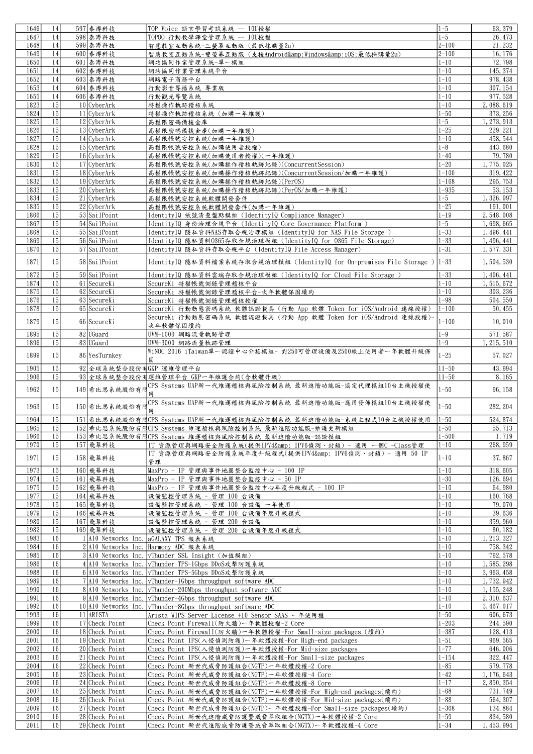| | | | | | | |
|---|---|---|---|---|---|---|
| 1646 | 14 | 597 | 泰溥科技 | TOP Voice 語言學習考試系統 -- 10U授權 | 1-5 | 63,379 |
| 1647 | 14 | 598 | 泰溥科技 | TOPOO 行動教學課堂管理系統 -- 10U授權 | 1-5 | 26,473 |
| 1648 | 14 | 599 | 泰溥科技 | 智慧教室互動系統-三螢幕互動版 (最低採購量2u) | 2-100 | 21,232 |
| 1649 | 14 | 600 | 泰溥科技 | 智慧教室互動系統-雙螢幕互動版 (支援Android&amp;Windows&amp;iOS;最低採購量2u) | 2-100 | 16,176 |
| 1650 | 14 | 601 | 泰溥科技 | 網站協同作業管理系統-單一模組 | 1-10 | 72,798 |
| 1651 | 14 | 602 | 泰溥科技 | 網站協同作業管理系統平台 | 1-10 | 145,374 |
| 1652 | 14 | 603 | 泰溥科技 | 網路電子商務平台 | 1-10 | 978,438 |
| 1653 | 14 | 604 | 泰溥科技 | 行動影音導播系統 專業版 | 1-10 | 307,154 |
| 1655 | 14 | 606 | 泰溥科技 | 行動觀光導覽系統 | 1-10 | 977,528 |
| 1823 | 15 | 10 | CyberArk | 特權操作軌跡稽核系統 | 1-10 | 2,088,619 |
| 1824 | 15 | 11 | CyberArk | 特權操作軌跡稽核系統 (加購一年維護) | 1-50 | 373,256 |
| 1825 | 15 | 12 | CyberArk | 高權限密碼備援金庫 | 1-5 | 1,273,913 |
| 1826 | 15 | 13 | CyberArk | 高權限密碼備援金庫(加購一年維護) | 1-25 | 229,221 |
| 1827 | 15 | 14 | CyberArk | 高權限帳號安控系統(加購一年維護) | 1-10 | 458,544 |
| 1828 | 15 | 15 | CyberArk | 高權限帳號安控系統(加購使用者授權) | 1-8 | 443,680 |
| 1829 | 15 | 16 | CyberArk | 高權限帳號安控系統(加購使用者授權)(一年維護) | 1-40 | 79,780 |
| 1830 | 15 | 17 | CyberArk | 高權限帳號安控系統(加購操作稽核軌跡紀錄)(ConcurrentSession) | 1-20 | 1,775,025 |
| 1831 | 15 | 18 | CyberArk | 高權限帳號安控系統(加購操作稽核軌跡紀錄)(ConcurrentSession/加購一年維護) | 1-100 | 319,422 |
| 1832 | 15 | 19 | CyberArk | 高權限帳號安控系統(加購操作稽核軌跡紀錄)(PerOS) | 1-168 | 295,753 |
| 1833 | 15 | 20 | CyberArk | 高權限帳號安控系統(加購操作稽核軌跡紀錄)(PerOS/加購一年維護) | 1-935 | 53,153 |
| 1834 | 15 | 21 | CyberArk | 高權限帳號安控系統軟體開發套件 | 1-5 | 1,326,997 |
| 1835 | 15 | 22 | CyberArk | 高權限帳號安控系統軟體開發套件(加購一年維護) | 1-25 | 191,001 |
| 1866 | 15 | 53 | SailPoint | IdentityIQ 帳號清查盤點模組 (IdentityIQ Compliance Manager) | 1-19 | 2,548,008 |
| 1867 | 15 | 54 | SailPoint | IdentityIQ 身份治理合規平台 (IdentityIQ Core Governance Platform ) | 1-5 | 1,698,665 |
| 1868 | 15 | 55 | SailPoint | IdentityIQ 隱私資料NAS存取合規治理模組 (IdentityIQ for NAS File Storage ) | 1-33 | 1,496,441 |
| 1869 | 15 | 56 | SailPoint | IdentityIQ 隱私資料O365存取合規治理模組 (IdentityIQ for O365 File Storage) | 1-33 | 1,496,441 |
| 1870 | 15 | 57 | SailPoint | IdentityIQ 隱私資料存取合規平台 (IdentityIQ File Access Manager) | 1-31 | 1,577,331 |
| 1871 | 15 | 58 | SailPoint | IdentityIQ 隱私資料檔案系統存取合規治理模組 (IdentityIQ for On-premises File Storage ) | 1-33 | 1,504,530 |
| 1872 | 15 | 59 | SailPoint | IdentityIQ 隱私資料雲端存取合規治理模組 (IdentityIQ for Cloud File Storage ) | 1-33 | 1,496,441 |
| 1874 | 15 | 61 | SecureKi | SecureKi 特權帳號側錄管理稽核平台 | 1-10 | 1,515,672 |
| 1875 | 15 | 62 | SecureKi | SecureKi 特權帳號側錄管理稽核平台-次年軟體保固續約 | 1-10 | 303,236 |
| 1876 | 15 | 63 | SecureKi | SecureKi 特權帳號側錄管理稽核授權 | 1-98 | 504,550 |
| 1878 | 15 | 65 | SecureKi | SecureKi 行動動態密碼系統 軟體認證載具 (行動 App 軟體 Token for iOS/Android 連線授權) | 1-100 | 50,455 |
| 1879 | 15 | 66 | SecureKi | SecureKi 行動動態密碼系統 軟體認證載具 (行動 App 軟體 Token for iOS/Android 連線授權)-次年軟體保固續約 | 1-100 | 10,010 |
| 1895 | 15 | 82 | UGuard | UVM-1000 網路流量軌跡管理 | 1-9 | 571,587 |
| 1896 | 15 | 83 | UGuard | UVM-3000 網路流量軌跡管理 | 1-9 | 1,215,510 |
| 1899 | 15 | 86 | YesTurnkey | WiNOC 2016 iTaiwan單一認證中心介接模組- 對250可管理設備及2500線上使用者一年軟體升級保固 | 1-25 | 57,027 |
| 1905 | 15 | 92 | 全球系統整合股份有 | GKP 運維管理平台 | 11-50 | 43,994 |
| 1906 | 15 | 93 | 全球系統整合股份有 | 運維管理平台 GKP一年維護合約(含軟體升級) | 11-50 | 8,165 |
| 1962 | 15 | 149 | 希比思系統股份有限 | CPS Systems UAP新一代維運稽核與風險控制系統 最新進階功能版-協定代理模組10台主機授權使用 | 1-50 | 96,158 |
| 1963 | 15 | 150 | 希比思系統股份有限 | CPS Systems UAP新一代維運稽核與風險控制系統 最新進階功能版-應用發佈模組10台主機授權使用 | 1-50 | 282,204 |
| 1964 | 15 | 151 | 希比思系統股份有限 | CPS Systems UAP新一代維運稽核與風險控制系統 最新進階功能版-系統主程式10台主機授權使用 | 1-50 | 524,874 |
| 1965 | 15 | 152 | 希比思系統股份有限 | CPS Systems 維運稽核與風險控制系統 最新進階功能版-維護更新模組 | 1-50 | 55,713 |
| 1966 | 15 | 153 | 希比思系統股份有限 | CPS Systems 維運稽核與風險控制系統 最新進階功能版-認證模組 | 1-500 | 1,719 |
| 1970 | 15 | 157 | 飛幕科技 | IT 資源管理與網路安全防護系統(提供IPV4&amp; IPV6偵測、封鎖) - 適用 一個C -Class管理 | 1-10 | 268,959 |
| 1971 | 15 | 158 | 飛幕科技 | IT 資源管理與網路安全防護系統年度升級程式(提供IPV4&amp; IPV6偵測、封鎖) - 適用 50 IP 管理 | 1-10 | 37,867 |
| 1973 | 15 | 160 | 飛幕科技 | MaxPro - IP 管理與事件地圖整合監控中心 - 100 IP | 1-10 | 318,605 |
| 1974 | 15 | 161 | 飛幕科技 | MaxPro - IP 管理與事件地圖整合監控中心 - 50 IP | 1-30 | 126,694 |
| 1975 | 15 | 162 | 飛幕科技 | MaxPro - IP 管理與事件地圖整合監控中心年度升級程式 - 100 IP | 1-10 | 64,980 |
| 1977 | 15 | 164 | 飛幕科技 | 設備監控管理系統 - 管理 100 台設備 | 1-10 | 160,768 |
| 1978 | 15 | 165 | 飛幕科技 | 設備監控管理系統 - 管理 100 台設備 一年使用 | 1-10 | 79,070 |
| 1979 | 15 | 166 | 飛幕科技 | 設備監控管理系統 - 管理 100 台設備年度升級程式 | 1-10 | 39,636 |
| 1980 | 15 | 167 | 飛幕科技 | 設備監控管理系統 - 管理 200 台設備 | 1-10 | 359,960 |
| 1982 | 15 | 169 | 飛幕科技 | 設備監控管理系統 - 管理 200 台設備年度升級程式 | 1-10 | 80,182 |
| 1983 | 16 | 1 | A10 Networks Inc. | aGALAXY TPS 報表系統 | 1-10 | 1,213,327 |
| 1984 | 16 | 2 | A10 Networks Inc. | Harmony ADC 報表系統 | 1-10 | 758,342 |
| 1985 | 16 | 3 | A10 Networks Inc. | vThunder SSL Insight (加值模組) | 1-10 | 792,578 |
| 1986 | 16 | 4 | A10 Networks Inc. | vThunder TPS-1Gbps DDoS攻擊防護系統 | 1-10 | 1,585,298 |
| 1988 | 16 | 6 | A10 Networks Inc. | vThunder TPS-5Gbps DDoS攻擊防護系統 | 1-10 | 3,963,458 |
| 1989 | 16 | 7 | A10 Networks Inc. | vThunder-1Gbps throughput software ADC | 1-10 | 1,732,942 |
| 1990 | 16 | 8 | A10 Networks Inc. | vThunder-200Mbps throughput software ADC | 1-10 | 1,155,248 |
| 1991 | 16 | 9 | A10 Networks Inc. | vThunder-4Gbps throughput software ADC | 1-10 | 2,310,637 |
| 1992 | 16 | 10 | A10 Networks Inc. | vThunder-8Gbps throughput software ADC | 1-10 | 3,467,017 |
| 1993 | 16 | 11 | ARISTA | Arista WIPS Server License +10 Sensor SAAS 一年使用權 | 1-50 | 606,673 |
| 1999 | 16 | 17 | Check Point | Check Point Firewall(防火牆)一年軟體授權-2 Core | 1-203 | 244,590 |
| 2000 | 16 | 18 | Check Point | Check Point Firewall(防火牆)一年軟體授權-For Small-size packages (續約) | 1-387 | 128,413 |
| 2001 | 16 | 19 | Check Point | Check Point IPS(入侵偵測防護)一年軟體授權-For High-end packages | 1-51 | 969,565 |
| 2002 | 16 | 20 | Check Point | Check Point IPS(入侵偵測防護)一年軟體授權-For Mid-size packages | 1-77 | 646,006 |
| 2003 | 16 | 21 | Check Point | Check Point IPS(入侵偵測防護)一年軟體授權-For Small-size packages | 1-154 | 322,447 |
| 2004 | 16 | 22 | Check Point | Check Point 新世代威脅防護組合(NGTP)一年軟體授權-2 Core | 1-85 | 579,778 |
| 2005 | 16 | 23 | Check Point | Check Point 新世代威脅防護組合(NGTP)一年軟體授權-4 Core | 1-42 | 1,176,643 |
| 2006 | 16 | 24 | Check Point | Check Point 新世代威脅防護組合(NGTP)一年軟體授權-8 Core | 1-17 | 2,850,354 |
| 2007 | 16 | 25 | Check Point | Check Point 新世代威脅防護組合(NGTP)一年軟體授權-For High-end packages(續約) | 1-68 | 731,749 |
| 2008 | 16 | 26 | Check Point | Check Point 新世代威脅防護組合(NGTP)一年軟體授權-For Mid-size packages(續約) | 1-88 | 564,307 |
| 2009 | 16 | 27 | Check Point | Check Point 新世代威脅防護組合(NGTP)一年軟體授權-For Small-size packages(續約) | 1-368 | 134,884 |
| 2010 | 16 | 28 | Check Point | Check Point 新世代進階威脅防護暨威脅萃取組合(NGTX)一年軟體授權-2 Core | 1-59 | 834,580 |
| 2011 | 16 | 29 | Check Point | Check Point 新世代進階威脅防護暨威脅萃取組合(NGTX)一年軟體授權-4 Core | 1-34 | 1,453,994 |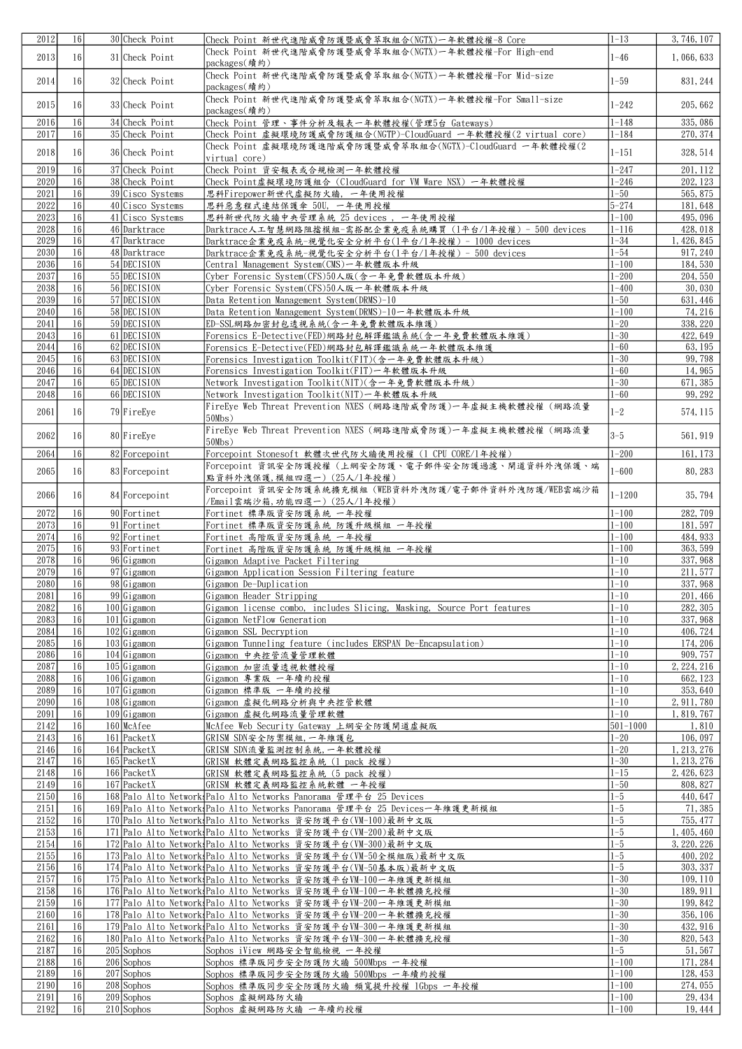| | | | | | | |
|---|---|---|---|---|---|---|
| 2012 | 16 | 30 | Check Point | Check Point 新世代進階威脅防護暨威脅萃取組合(NGTX)一年軟體授權-8 Core | 1-13 | 3,746,107 |
| 2013 | 16 | 31 | Check Point | Check Point 新世代進階威脅防護暨威脅萃取組合(NGTX)一年軟體授權-For High-end packages(續約) | 1-46 | 1,066,633 |
| 2014 | 16 | 32 | Check Point | Check Point 新世代進階威脅防護暨威脅萃取組合(NGTX)一年軟體授權-For Mid-size packages(續約) | 1-59 | 831,244 |
| 2015 | 16 | 33 | Check Point | Check Point 新世代進階威脅防護暨威脅萃取組合(NGTX)一年軟體授權-For Small-size packages(續約) | 1-242 | 205,662 |
| 2016 | 16 | 34 | Check Point | Check Point 管理、事件分析及報表一年軟體授權(管理5台 Gateways) | 1-148 | 335,086 |
| 2017 | 16 | 35 | Check Point | Check Point 虛擬環境威脅防護組合(NGTP)-CloudGuard 一年軟體授權(2 virtual core) | 1-184 | 270,374 |
| 2018 | 16 | 36 | Check Point | Check Point 虛擬環境防護進階威脅防護暨威脅萃取組合(NGTX)-CloudGuard 一年軟體授權(2 virtual core) | 1-151 | 328,514 |
| 2019 | 16 | 37 | Check Point | Check Point 資安報表或合規檢測一年軟體授權 | 1-247 | 201,112 |
| 2020 | 16 | 38 | Check Point | Check Point虛擬環境防護組合 (CloudGuard for VM Ware NSX) 一年軟體授權 | 1-246 | 202,123 |
| 2021 | 16 | 39 | Cisco Systems | 思科Firepower新世代虛擬防火牆, 一年使用授權 | 1-50 | 565,875 |
| 2022 | 16 | 40 | Cisco Systems | 思科惡意程式連結保護傘 50U, 一年使用授權 | 5-274 | 181,648 |
| 2023 | 16 | 41 | Cisco Systems | 思科新世代防火牆中央管理系統 25 devices , 一年使用授權 | 1-100 | 495,096 |
| 2028 | 16 | 46 | Darktrace | Darktrace人工智慧網路阻擋模組-需搭配企業免疫系統購買 (1平台/1年授權) - 500 devices | 1-116 | 428,018 |
| 2029 | 16 | 47 | Darktrace | Darktrace企業免疫系統-視覺化安全分析平台(1平台/1年授權) - 1000 devices | 1-34 | 1,426,845 |
| 2030 | 16 | 48 | Darktrace | Darktrace企業免疫系統-視覺化安全分析平台(1平台/1年授權) - 500 devices | 1-54 | 917,240 |
| 2036 | 16 | 54 | DECISION | Central Management System(CMS)一年軟體版本升級 | 1-100 | 184,530 |
| 2037 | 16 | 55 | DECISION | Cyber Forensic System(CFS)50人版(含一年免費軟體版本升級) | 1-200 | 204,550 |
| 2038 | 16 | 56 | DECISION | Cyber Forensic System(CFS)50人版一年軟體版本升級 | 1-400 | 30,030 |
| 2039 | 16 | 57 | DECISION | Data Retention Management System(DRMS)-10 | 1-50 | 631,446 |
| 2040 | 16 | 58 | DECISION | Data Retention Management System(DRMS)-10一年軟體版本升級 | 1-100 | 74,216 |
| 2041 | 16 | 59 | DECISION | ED-SSL網路加密封包透視系統(含一年免費軟體版本維護) | 1-20 | 338,220 |
| 2043 | 16 | 61 | DECISION | Forensics E-Detective(FED)網路封包解譯鑑識系統(含一年免費軟體版本維護) | 1-30 | 422,649 |
| 2044 | 16 | 62 | DECISION | Forensics E-Detective(FED)網路封包解譯鑑識系統一年軟體版本維護 | 1-60 | 63,195 |
| 2045 | 16 | 63 | DECISION | Forensics Investigation Toolkit(FIT)(含一年免費軟體版本升級) | 1-30 | 99,798 |
| 2046 | 16 | 64 | DECISION | Forensics Investigation Toolkit(FIT)一年軟體版本升級 | 1-60 | 14,965 |
| 2047 | 16 | 65 | DECISION | Network Investigation Toolkit(NIT)(含一年免費軟體版本升級) | 1-30 | 671,385 |
| 2048 | 16 | 66 | DECISION | Network Investigation Toolkit(NIT)一年軟體版本升級 | 1-60 | 99,292 |
| 2061 | 16 | 79 | FireEye | FireEye Web Threat Prevention NXES (網路進階威脅防護)一年虛擬主機軟體授權 (網路流量50Mbs) | 1-2 | 574,115 |
| 2062 | 16 | 80 | FireEye | FireEye Web Threat Prevention NXES (網路進階威脅防護)一年虛擬主機軟體授權 (網路流量50Mbs) | 3-5 | 561,919 |
| 2064 | 16 | 82 | Forcepoint | Forcepoint Stonesoft 軟體次世代防火牆使用授權 (1 CPU CORE/1年授權) | 1-200 | 161,173 |
| 2065 | 16 | 83 | Forcepoint | Forcepoint 資訊安全防護授權 (上網安全防護、電子郵件安全防護過濾、閘道資料外洩保護、端點資料外洩保護,模組四選一)(25人/1年授權) | 1-600 | 80,283 |
| 2066 | 16 | 84 | Forcepoint | Forcepoint 資訊安全防護系統擴充模組 (WEB資料外洩防護/電子郵件資料外洩防護/WEB雲端沙箱/Email雲端沙箱,功能四選一)(25人/1年授權) | 1-1200 | 35,794 |
| 2072 | 16 | 90 | Fortinet | Fortinet 標準版資安防護系統 一年授權 | 1-100 | 282,709 |
| 2073 | 16 | 91 | Fortinet | Fortinet 標準版資安防護系統 防護升級模組 一年授權 | 1-100 | 181,597 |
| 2074 | 16 | 92 | Fortinet | Fortinet 高階版資安防護系統 一年授權 | 1-100 | 484,933 |
| 2075 | 16 | 93 | Fortinet | Fortinet 高階版資安防護系統 防護升級模組 一年授權 | 1-100 | 363,599 |
| 2078 | 16 | 96 | Gigamon | Gigamon Adaptive Packet Filtering | 1-10 | 337,968 |
| 2079 | 16 | 97 | Gigamon | Gigamon Application Session Filtering feature | 1-10 | 211,577 |
| 2080 | 16 | 98 | Gigamon | Gigamon De-Duplication | 1-10 | 337,968 |
| 2081 | 16 | 99 | Gigamon | Gigamon Header Stripping | 1-10 | 201,466 |
| 2082 | 16 | 100 | Gigamon | Gigamon license combo, includes Slicing, Masking, Source Port features | 1-10 | 282,305 |
| 2083 | 16 | 101 | Gigamon | Gigamon NetFlow Generation | 1-10 | 337,968 |
| 2084 | 16 | 102 | Gigamon | Gigamon SSL Decryption | 1-10 | 406,724 |
| 2085 | 16 | 103 | Gigamon | Gigamon Tunneling feature (includes ERSPAN De-Encapsulation) | 1-10 | 174,206 |
| 2086 | 16 | 104 | Gigamon | Gigamon 中央控管流量管理軟體 | 1-10 | 909,757 |
| 2087 | 16 | 105 | Gigamon | Gigamon 加密流量透視軟體授權 | 1-10 | 2,224,216 |
| 2088 | 16 | 106 | Gigamon | Gigamon 專業版 一年續約授權 | 1-10 | 662,123 |
| 2089 | 16 | 107 | Gigamon | Gigamon 標準版 一年續約授權 | 1-10 | 353,640 |
| 2090 | 16 | 108 | Gigamon | Gigamon 虛擬化網路分析與中央控管軟體 | 1-10 | 2,911,780 |
| 2091 | 16 | 109 | Gigamon | Gigamon 虛擬化網路流量管理軟體 | 1-10 | 1,819,767 |
| 2142 | 16 | 160 | McAfee | McAfee Web Security Gateway 上網安全防護閘道虛擬版 | 501-1000 | 1,810 |
| 2143 | 16 | 161 | PacketX | GRISM SDN安全防禦模組,一年維護包 | 1-20 | 106,097 |
| 2146 | 16 | 164 | PacketX | GRISM SDN流量監測控制系統,一年軟體授權 | 1-20 | 1,213,276 |
| 2147 | 16 | 165 | PacketX | GRISM 軟體定義網路監控系統 (1 pack 授權) | 1-30 | 1,213,276 |
| 2148 | 16 | 166 | PacketX | GRISM 軟體定義網路監控系統 (5 pack 授權) | 1-15 | 2,426,623 |
| 2149 | 16 | 167 | PacketX | GRISM 軟體定義網路監控系統軟體 一年授權 | 1-50 | 808,827 |
| 2150 | 16 | 168 | Palo Alto Networks | Palo Alto Networks Panorama 管理平台 25 Devices | 1-5 | 440,647 |
| 2151 | 16 | 169 | Palo Alto Networks | Palo Alto Networks Panorama 管理平台 25 Devices一年維護更新模組 | 1-5 | 71,385 |
| 2152 | 16 | 170 | Palo Alto Networks | Palo Alto Networks 資安防護平台(VM-100)最新中文版 | 1-5 | 755,477 |
| 2153 | 16 | 171 | Palo Alto Networks | Palo Alto Networks 資安防護平台(VM-200)最新中文版 | 1-5 | 1,405,460 |
| 2154 | 16 | 172 | Palo Alto Networks | Palo Alto Networks 資安防護平台(VM-300)最新中文版 | 1-5 | 3,220,226 |
| 2155 | 16 | 173 | Palo Alto Networks | Palo Alto Networks 資安防護平台(VM-50全模組版)最新中文版 | 1-5 | 400,202 |
| 2156 | 16 | 174 | Palo Alto Networks | Palo Alto Networks 資安防護平台(VM-50基本版)最新中文版 | 1-5 | 303,337 |
| 2157 | 16 | 175 | Palo Alto Networks | Palo Alto Networks 資安防護平台VM-100一年維護更新模組 | 1-30 | 109,110 |
| 2158 | 16 | 176 | Palo Alto Networks | Palo Alto Networks 資安防護平台VM-100一年軟體擴充授權 | 1-30 | 189,911 |
| 2159 | 16 | 177 | Palo Alto Networks | Palo Alto Networks 資安防護平台VM-200一年維護更新模組 | 1-30 | 199,842 |
| 2160 | 16 | 178 | Palo Alto Networks | Palo Alto Networks 資安防護平台VM-200一年軟體擴充授權 | 1-30 | 356,106 |
| 2161 | 16 | 179 | Palo Alto Networks | Palo Alto Networks 資安防護平台VM-300一年維護更新模組 | 1-30 | 432,916 |
| 2162 | 16 | 180 | Palo Alto Networks | Palo Alto Networks 資安防護平台VM-300一年軟體擴充授權 | 1-30 | 820,543 |
| 2187 | 16 | 205 | Sophos | Sophos iView 網路安全智能檢視 一年授權 | 1-5 | 51,567 |
| 2188 | 16 | 206 | Sophos | Sophos 標準版同步安全防護防火牆 500Mbps 一年授權 | 1-100 | 171,284 |
| 2189 | 16 | 207 | Sophos | Sophos 標準版同步安全防護防火牆 500Mbps 一年續約授權 | 1-100 | 128,453 |
| 2190 | 16 | 208 | Sophos | Sophos 標準版同步安全防護防火牆 頻寬提升授權 1Gbps 一年授權 | 1-100 | 274,055 |
| 2191 | 16 | 209 | Sophos | Sophos 虛擬網路防火牆 | 1-100 | 29,434 |
| 2192 | 16 | 210 | Sophos | Sophos 虛擬網路防火牆 一年續約授權 | 1-100 | 19,444 |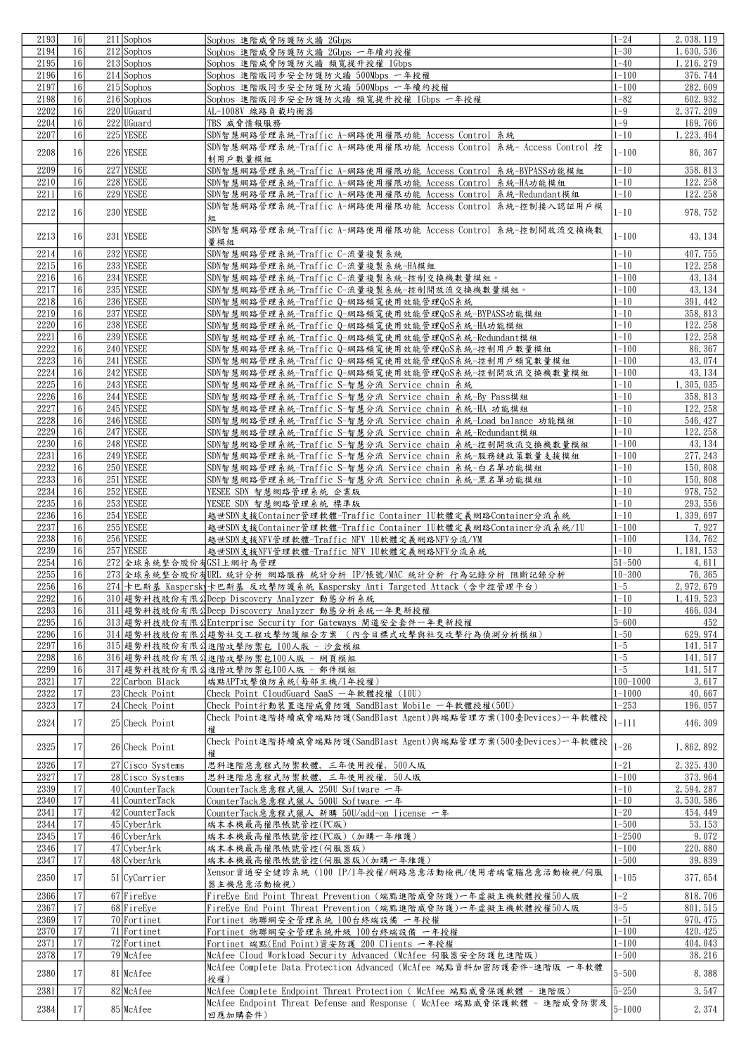| 2193 | 16 | 211 | Sophos | Sophos 進階威脅防護防火牆 2Gbps | 1-24 | 2,038,119 |
|---|---|---|---|---|---|---|
| 2194 | 16 | 212 | Sophos | Sophos 進階威脅防護防火牆 2Gbps 一年續約授權 | 1-30 | 1,630,536 |
| 2195 | 16 | 213 | Sophos | Sophos 進階威脅防護防火牆 頻寬提升授權 1Gbps | 1-40 | 1,216,279 |
| 2196 | 16 | 214 | Sophos | Sophos 進階版同步安全防護防火牆 500Mbps 一年授權 | 1-100 | 376,744 |
| 2197 | 16 | 215 | Sophos | Sophos 進階版同步安全防護防火牆 500Mbps 一年續約授權 | 1-100 | 282,609 |
| 2198 | 16 | 216 | Sophos | Sophos 進階版同步安全防護防火牆 頻寬提升授權 1Gbps 一年授權 | 1-82 | 602,932 |
| 2202 | 16 | 220 | UGuard | AL-1008V 線路負載均衡器 | 1-9 | 2,377,209 |
| 2204 | 16 | 222 | UGuard | TBS 威脅情報服務 | 1-9 | 169,766 |
| 2207 | 16 | 225 | YESEE | SDN智慧網路管理系統-Traffic A-網路使用權限功能 Access Control 系統 | 1-10 | 1,223,464 |
| 2208 | 16 | 226 | YESEE | SDN智慧網路管理系統-Traffic A-網路使用權限功能 Access Control 系統- Access Control 控制用戶數量模組 | 1-100 | 86,367 |
| 2209 | 16 | 227 | YESEE | SDN智慧網路管理系統-Traffic A-網路使用權限功能 Access Control 系統-BYPASS功能模組 | 1-10 | 358,813 |
| 2210 | 16 | 228 | YESEE | SDN智慧網路管理系統-Traffic A-網路使用權限功能 Access Control 系統-HA功能模組 | 1-10 | 122,258 |
| 2211 | 16 | 229 | YESEE | SDN智慧網路管理系統-Traffic A-網路使用權限功能 Access Control 系統-Redundant模組 | 1-10 | 122,258 |
| 2212 | 16 | 230 | YESEE | SDN智慧網路管理系統-Traffic A-網路使用權限功能 Access Control 系統-控制接入認証用戶模組 | 1-10 | 978,752 |
| 2213 | 16 | 231 | YESEE | SDN智慧網路管理系統-Traffic A-網路使用權限功能 Access Control 系統-控制開放流交換機數量模組 | 1-100 | 43,134 |
| 2214 | 16 | 232 | YESEE | SDN智慧網路管理系統-Traffic C-流量複製系統 | 1-10 | 407,755 |
| 2215 | 16 | 233 | YESEE | SDN智慧網路管理系統-Traffic C-流量複製系統-HA模組 | 1-10 | 122,258 |
| 2216 | 16 | 234 | YESEE | SDN智慧網路管理系統-Traffic C-流量複製系統-控制交換機數量模組。 | 1-100 | 43,134 |
| 2217 | 16 | 235 | YESEE | SDN智慧網路管理系統-Traffic C-流量複製系統-控制開放流交換機數量模組。 | 1-100 | 43,134 |
| 2218 | 16 | 236 | YESEE | SDN智慧網路管理系統-Traffic Q-網路頻寬使用效能管理QoS系統 | 1-10 | 391,442 |
| 2219 | 16 | 237 | YESEE | SDN智慧網路管理系統-Traffic Q-網路頻寬使用效能管理QoS系統-BYPASS功能模組 | 1-10 | 358,813 |
| 2220 | 16 | 238 | YESEE | SDN智慧網路管理系統-Traffic Q-網路頻寬使用效能管理QoS系統-HA功能模組 | 1-10 | 122,258 |
| 2221 | 16 | 239 | YESEE | SDN智慧網路管理系統-Traffic Q-網路頻寬使用效能管理QoS系統-Redundant模組 | 1-10 | 122,258 |
| 2222 | 16 | 240 | YESEE | SDN智慧網路管理系統-Traffic Q-網路頻寬使用效能管理QoS系統-控制用戶數量模組 | 1-100 | 86,367 |
| 2223 | 16 | 241 | YESEE | SDN智慧網路管理系統-Traffic Q-網路頻寬使用效能管理QoS系統-控制用戶頻寬數量模組 | 1-100 | 43,074 |
| 2224 | 16 | 242 | YESEE | SDN智慧網路管理系統-Traffic Q-網路頻寬使用效能管理QoS系統-控制開放流交換機數量模組 | 1-100 | 43,134 |
| 2225 | 16 | 243 | YESEE | SDN智慧網路管理系統-Traffic S-智慧分流 Service chain 系統 | 1-10 | 1,305,035 |
| 2226 | 16 | 244 | YESEE | SDN智慧網路管理系統-Traffic S-智慧分流 Service chain 系統-By Pass模組 | 1-10 | 358,813 |
| 2227 | 16 | 245 | YESEE | SDN智慧網路管理系統-Traffic S-智慧分流 Service chain 系統-HA 功能模組 | 1-10 | 122,258 |
| 2228 | 16 | 246 | YESEE | SDN智慧網路管理系統-Traffic S-智慧分流 Service chain 系統-Load balance 功能模組 | 1-10 | 546,427 |
| 2229 | 16 | 247 | YESEE | SDN智慧網路管理系統-Traffic S-智慧分流 Service chain 系統-Redundant模組 | 1-10 | 122,258 |
| 2230 | 16 | 248 | YESEE | SDN智慧網路管理系統-Traffic S-智慧分流 Service chain 系統-控制開放流交換機數量模組 | 1-100 | 43,134 |
| 2231 | 16 | 249 | YESEE | SDN智慧網路管理系統-Traffic S-智慧分流 Service chain 系統-服務鏈政策數量支援模組 | 1-100 | 277,243 |
| 2232 | 16 | 250 | YESEE | SDN智慧網路管理系統-Traffic S-智慧分流 Service chain 系統-白名單功能模組 | 1-10 | 150,808 |
| 2233 | 16 | 251 | YESEE | SDN智慧網路管理系統-Traffic S-智慧分流 Service chain 系統-黑名單功能模組 | 1-10 | 150,808 |
| 2234 | 16 | 252 | YESEE | YESEE SDN 智慧網路管理系統 企業版 | 1-10 | 978,752 |
| 2235 | 16 | 253 | YESEE | YESEE SDN 智慧網路管理系統 標準版 | 1-10 | 293,556 |
| 2236 | 16 | 254 | YESEE | 越世SDN支援Container管理軟體-Traffic Container 1U軟體定義網路Container分流系統 | 1-10 | 1,339,697 |
| 2237 | 16 | 255 | YESEE | 越世SDN支援Container管理軟體-Traffic Container 1U軟體定義網路Container分流系統/1U | 1-100 | 7,927 |
| 2238 | 16 | 256 | YESEE | 越世SDN支援NFV管理軟體-Traffic NFV 1U軟體定義網路NFV分流/VM | 1-100 | 134,762 |
| 2239 | 16 | 257 | YESEE | 越世SDN支援NFV管理軟體-Traffic NFV 1U軟體定義網路NFV分流系統 | 1-10 | 1,181,153 |
| 2254 | 16 | 272 | 全球系統整合股份有 | GSI上網行為管理 | 51-500 | 4,611 |
| 2255 | 16 | 273 | 全球系統整合股份有 | URL 統計分析 網路服務 統計分析 IP/帳號/MAC 統計分析 行為記錄分析 阻斷記錄分析 | 10-300 | 76,365 |
| 2256 | 16 | 274 | 卡巴斯基 Kaspersky | 卡巴斯基 反攻擊防護系統 Kaspersky Anti Targeted Attack (含中控管理平台) | 1-5 | 2,972,679 |
| 2292 | 16 | 310 | 趨勢科技股份有限公 | Deep Discovery Analyzer 動態分析系統 | 1-10 | 1,419,523 |
| 2293 | 16 | 311 | 趨勢科技股份有限公 | Deep Discovery Analyzer 動態分析系統一年更新授權 | 1-10 | 466,034 |
| 2295 | 16 | 313 | 趨勢科技股份有限公 | Enterprise Security for Gateways 閘道安全套件一年更新授權 | 5-600 | 452 |
| 2296 | 16 | 314 | 趨勢科技股份有限公 | 趨勢社交工程攻擊防護組合方案 (內含目標式攻擊與社交攻擊行為偵測分析模組) | 1-50 | 629,974 |
| 2297 | 16 | 315 | 趨勢科技股份有限公 | 進階攻擊防禦包 100人版 - 沙盒模組 | 1-5 | 141,517 |
| 2298 | 16 | 316 | 趨勢科技股份有限公 | 進階攻擊防禦包100人版 - 網頁模組 | 1-5 | 141,517 |
| 2299 | 16 | 317 | 趨勢科技股份有限公 | 進階攻擊防禦包100人版 - 郵件模組 | 1-5 | 141,517 |
| 2321 | 17 | 22 | Carbon Black | 端點APT攻擊偵防系統(每部主機/1年授權) | 100-1000 | 3,617 |
| 2322 | 17 | 23 | Check Point | Check Point CloudGuard SaaS 一年軟體授權 (10U) | 1-1000 | 40,667 |
| 2323 | 17 | 24 | Check Point | Check Point行動裝置進階威脅防護 SandBlast Mobile 一年軟體授權(50U) | 1-253 | 196,057 |
| 2324 | 17 | 25 | Check Point | Check Point進階持續威脅端點防護(SandBlast Agent)與端點管理方案(100臺Devices)一年軟體授權 | 1-111 | 446,309 |
| 2325 | 17 | 26 | Check Point | Check Point進階持續威脅端點防護(SandBlast Agent)與端點管理方案(500臺Devices)一年軟體授權 | 1-26 | 1,862,892 |
| 2326 | 17 | 27 | Cisco Systems | 思科進階惡意程式防禦軟體, 三年使用授權, 500人版 | 1-21 | 2,325,430 |
| 2327 | 17 | 28 | Cisco Systems | 思科進階惡意程式防禦軟體, 三年使用授權, 50人版 | 1-100 | 373,964 |
| 2339 | 17 | 40 | CounterTack | CounterTack惡意程式獵人 250U Software 一年 | 1-10 | 2,594,287 |
| 2340 | 17 | 41 | CounterTack | CounterTack惡意程式獵人 500U Software 一年 | 1-10 | 3,530,586 |
| 2341 | 17 | 42 | CounterTack | CounterTack惡意程式獵人 新購 50U/add-on license 一年 | 1-20 | 454,449 |
| 2344 | 17 | 45 | CyberArk | 端末本機最高權限帳號管控(PC版) | 1-500 | 53,153 |
| 2345 | 17 | 46 | CyberArk | 端末本機最高權限帳號管控(PC版)(加購一年維護) | 1-2500 | 9,072 |
| 2346 | 17 | 47 | CyberArk | 端末本機最高權限帳號管控(伺服器版) | 1-100 | 220,880 |
| 2347 | 17 | 48 | CyberArk | 端末本機最高權限帳號管控(伺服器版)(加購一年維護) | 1-500 | 39,839 |
| 2350 | 17 | 51 | CyCarrier | Xensor資通安全健診系統 (100 IP/1年授權/網路惡意活動檢視/使用者端電腦惡意活動檢視/伺服器主機惡意活動檢視) | 1-105 | 377,654 |
| 2366 | 17 | 67 | FireEye | FireEye End Point Threat Prevention (端點進階威脅防護)一年虛擬主機軟體授權50人版 | 1-2 | 818,706 |
| 2367 | 17 | 68 | FireEye | FireEye End Point Threat Prevention (端點進階威脅防護)一年虛擬主機軟體授權50人版 | 3-5 | 801,515 |
| 2369 | 17 | 70 | Fortinet | Fortinet 物聯網安全管理系統 100台終端設備 一年授權 | 1-51 | 970,475 |
| 2370 | 17 | 71 | Fortinet | Fortinet 物聯網安全管理系統升級 100台終端設備 一年授權 | 1-100 | 420,425 |
| 2371 | 17 | 72 | Fortinet | Fortinet 端點(End Point)資安防護 200 Clients 一年授權 | 1-100 | 404,043 |
| 2378 | 17 | 79 | McAfee | McAfee Cloud Workload Security Advanced (McAfee 伺服器安全防護包進階版) | 1-500 | 38,216 |
| 2380 | 17 | 81 | McAfee | McAfee Complete Data Protection Advanced (McAfee 端點資料加密防護套件-進階版 一年軟體授權) | 5-500 | 8,388 |
| 2381 | 17 | 82 | McAfee | McAfee Complete Endpoint Threat Protection ( McAfee 端點威脅保護軟體 - 進階版) | 5-250 | 3,547 |
| 2384 | 17 | 85 | McAfee | McAfee Endpoint Threat Defense and Response ( McAfee 端點威脅保護軟體 - 進階威脅防禦及回應加購套件) | 5-1000 | 2,374 |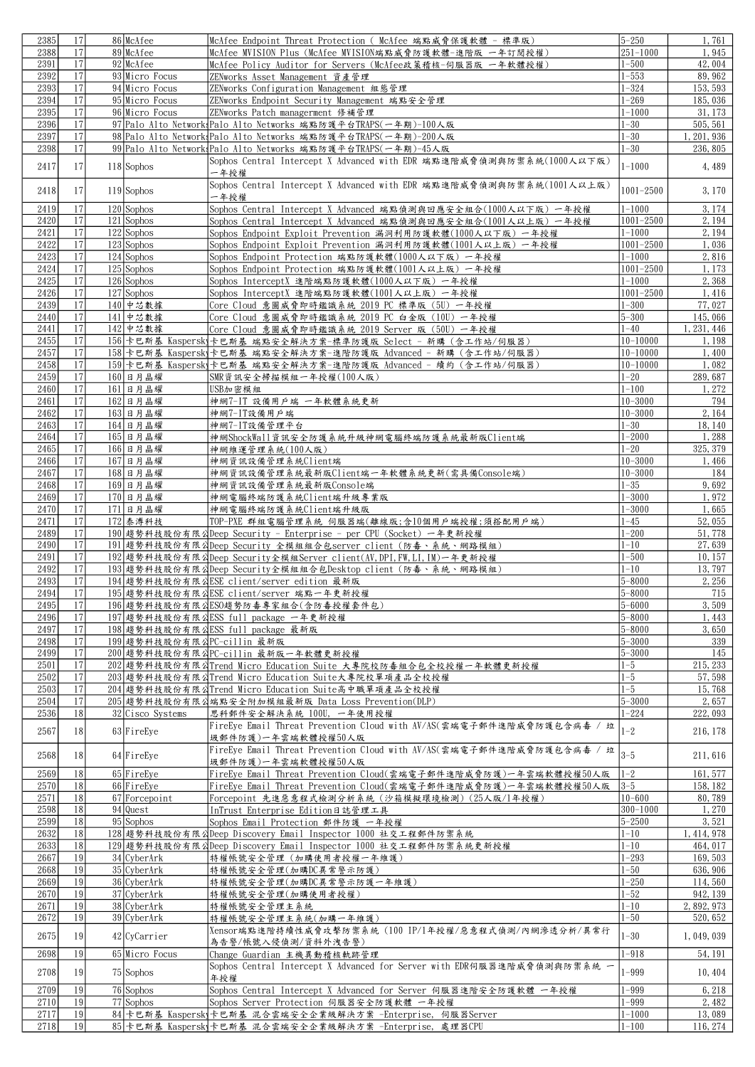| | | | | | | |
|---|---|---|---|---|---|---|
| 2385 | 17 | 86 | McAfee | McAfee Endpoint Threat Protection ( McAfee 端點威脅保護軟體 - 標準版) | 5-250 | 1,761 |
| 2388 | 17 | 89 | McAfee | McAfee MVISION Plus (McAfee MVISION端點威脅防護軟體-進階版 一年訂閱授權) | 251-1000 | 1,945 |
| 2391 | 17 | 92 | McAfee | McAfee Policy Auditor for Servers (McAfee政策稽核-伺服器版 一年軟體授權) | 1-500 | 42,004 |
| 2392 | 17 | 93 | Micro Focus | ZENworks Asset Management 資產管理 | 1-553 | 89,962 |
| 2393 | 17 | 94 | Micro Focus | ZENworks Configuration Management 組態管理 | 1-324 | 153,593 |
| 2394 | 17 | 95 | Micro Focus | ZENworks Endpoint Security Management 端點安全管理 | 1-269 | 185,036 |
| 2395 | 17 | 96 | Micro Focus | ZENworks Patch managerment 修補管理 | 1-1000 | 31,173 |
| 2396 | 17 | 97 | Palo Alto Networks | Palo Alto Networks 端點防護平台TRAPS(一年期)-100人版 | 1-30 | 505,561 |
| 2397 | 17 | 98 | Palo Alto Networks | Palo Alto Networks 端點防護平台TRAPS(一年期)-200人版 | 1-30 | 1,201,936 |
| 2398 | 17 | 99 | Palo Alto Networks | Palo Alto Networks 端點防護平台TRAPS(一年期)-45人版 | 1-30 | 236,805 |
| 2417 | 17 | 118 | Sophos | Sophos Central Intercept X Advanced with EDR 端點進階威脅偵測與防禦系統(1000人以下版) 一年授權 | 1-1000 | 4,489 |
| 2418 | 17 | 119 | Sophos | Sophos Central Intercept X Advanced with EDR 端點進階威脅偵測與防禦系統(1001人以上版) 一年授權 | 1001-2500 | 3,170 |
| 2419 | 17 | 120 | Sophos | Sophos Central Intercept X Advanced 端點偵測與回應安全組合(1000人以下版) 一年授權 | 1-1000 | 3,174 |
| 2420 | 17 | 121 | Sophos | Sophos Central Intercept X Advanced 端點偵測與回應安全組合(1001人以上版) 一年授權 | 1001-2500 | 2,194 |
| 2421 | 17 | 122 | Sophos | Sophos Endpoint Exploit Prevention 漏洞利用防護軟體(1000人以下版) 一年授權 | 1-1000 | 2,194 |
| 2422 | 17 | 123 | Sophos | Sophos Endpoint Exploit Prevention 漏洞利用防護軟體(1001人以上版) 一年授權 | 1001-2500 | 1,036 |
| 2423 | 17 | 124 | Sophos | Sophos Endpoint Protection 端點防護軟體(1000人以下版) 一年授權 | 1-1000 | 2,816 |
| 2424 | 17 | 125 | Sophos | Sophos Endpoint Protection 端點防護軟體(1001人以上版) 一年授權 | 1001-2500 | 1,173 |
| 2425 | 17 | 126 | Sophos | Sophos InterceptX 進階端點防護軟體(1000人以下版) 一年授權 | 1-1000 | 2,368 |
| 2426 | 17 | 127 | Sophos | Sophos InterceptX 進階端點防護軟體(1001人以上版) 一年授權 | 1001-2500 | 1,416 |
| 2439 | 17 | 140 | 中芯數據 | Core Cloud 意圖威脅即時鑑識系統 2019 PC 標準版 (5U) 一年授權 | 1-300 | 77,027 |
| 2440 | 17 | 141 | 中芯數據 | Core Cloud 意圖威脅即時鑑識系統 2019 PC 白金版 (10U) 一年授權 | 5-300 | 145,066 |
| 2441 | 17 | 142 | 中芯數據 | Core Cloud 意圖威脅即時鑑識系統 2019 Server 版 (50U) 一年授權 | 1-40 | 1,231,446 |
| 2455 | 17 | 156 | 卡巴斯基 Kaspersky | 卡巴斯基 端點安全解決方案-標準防護版 Select - 新購 (含工作站/伺服器) | 10-10000 | 1,198 |
| 2457 | 17 | 158 | 卡巴斯基 Kaspersky | 卡巴斯基 端點安全解決方案-進階防護版 Advanced - 新購 (含工作站/伺服器) | 10-10000 | 1,400 |
| 2458 | 17 | 159 | 卡巴斯基 Kaspersky | 卡巴斯基 端點安全解決方案-進階防護版 Advanced - 續約 (含工作站/伺服器) | 10-10000 | 1,082 |
| 2459 | 17 | 160 | 日月晶耀 | SMR資訊安全掃描模組一年授權(100人版) | 1-20 | 289,687 |
| 2460 | 17 | 161 | 日月晶耀 | USB加密模組 | 1-100 | 1,272 |
| 2461 | 17 | 162 | 日月晶耀 | 神網7-IT 設備用戶端 一年軟體系統更新 | 10-3000 | 794 |
| 2462 | 17 | 163 | 日月晶耀 | 神網7-IT設備用戶端 | 10-3000 | 2,164 |
| 2463 | 17 | 164 | 日月晶耀 | 神網7-IT設備管理平台 | 1-30 | 18,140 |
| 2464 | 17 | 165 | 日月晶耀 | 神網ShockWall資訊安全防護系統升級神網電腦終端防護系統最新版Client端 | 1-2000 | 1,288 |
| 2465 | 17 | 166 | 日月晶耀 | 神網維運管理系統(100人版) | 1-20 | 325,379 |
| 2466 | 17 | 167 | 日月晶耀 | 神網資訊設備管理系統Client端 | 10-3000 | 1,466 |
| 2467 | 17 | 168 | 日月晶耀 | 神網資訊設備管理系統最新版Client端一年軟體系統更新(需具備Console端) | 10-3000 | 184 |
| 2468 | 17 | 169 | 日月晶耀 | 神網資訊設備管理系統最新版Console端 | 1-35 | 9,692 |
| 2469 | 17 | 170 | 日月晶耀 | 神網電腦終端防護系統Client端升級專業版 | 1-3000 | 1,972 |
| 2470 | 17 | 171 | 日月晶耀 | 神網電腦終端防護系統Client端升級版 | 1-3000 | 1,665 |
| 2471 | 17 | 172 | 泰溥科技 | TOP-PXE 群組電腦管理系統 伺服器端(離線版;含10個用戶端授權;須搭配用戶端) | 1-45 | 52,055 |
| 2489 | 17 | 190 | 趨勢科技股份有限公 | Deep Security - Enterprise - per CPU (Socket) 一年更新授權 | 1-200 | 51,778 |
| 2490 | 17 | 191 | 趨勢科技股份有限公 | Deep Security 全模組組合包server client (防毒、系統、網路模組) | 1-10 | 27,639 |
| 2491 | 17 | 192 | 趨勢科技股份有限公 | Deep Security全模組Server client(AV,DPI,FW,LI,IM)一年更新授權 | 1-500 | 10,157 |
| 2492 | 17 | 193 | 趨勢科技股份有限公 | Deep Security全模組組合包Desktop client (防毒、系統、網路模組) | 1-10 | 13,797 |
| 2493 | 17 | 194 | 趨勢科技股份有限公 | ESE client/server edition 最新版 | 5-8000 | 2,256 |
| 2494 | 17 | 195 | 趨勢科技股份有限公 | ESE client/server 端點一年更新授權 | 5-8000 | 715 |
| 2495 | 17 | 196 | 趨勢科技股份有限公 | ESO趨勢防毒專家組合(含防毒授權套件包) | 5-6000 | 3,509 |
| 2496 | 17 | 197 | 趨勢科技股份有限公 | ESS full package 一年更新授權 | 5-8000 | 1,443 |
| 2497 | 17 | 198 | 趨勢科技股份有限公 | ESS full package 最新版 | 5-8000 | 3,650 |
| 2498 | 17 | 199 | 趨勢科技股份有限公 | PC-cillin 最新版 | 5-3000 | 339 |
| 2499 | 17 | 200 | 趨勢科技股份有限公 | PC-cillin 最新版一年軟體更新授權 | 5-3000 | 145 |
| 2501 | 17 | 202 | 趨勢科技股份有限公 | Trend Micro Education Suite 大專院校防毒組合包全校授權一年軟體更新授權 | 1-5 | 215,233 |
| 2502 | 17 | 203 | 趨勢科技股份有限公 | Trend Micro Education Suite大專院校單項產品全校授權 | 1-5 | 57,598 |
| 2503 | 17 | 204 | 趨勢科技股份有限公 | Trend Micro Education Suite高中職單項產品全校授權 | 1-5 | 15,768 |
| 2504 | 17 | 205 | 趨勢科技股份有限公 | 端點安全附加模組最新版 Data Loss Prevention(DLP) | 5-3000 | 2,657 |
| 2536 | 18 | 32 | Cisco Systems | 思科郵件安全解決系統 100U, 一年使用授權 | 1-224 | 222,093 |
| 2567 | 18 | 63 | FireEye | FireEye Email Threat Prevention Cloud with AV/AS(雲端電子郵件進階威脅防護包含病毒 / 垃圾郵件防護)一年雲端軟體授權50人版 | 1-2 | 216,178 |
| 2568 | 18 | 64 | FireEye | FireEye Email Threat Prevention Cloud with AV/AS(雲端電子郵件進階威脅防護包含病毒 / 垃圾郵件防護)一年雲端軟體授權50人版 | 3-5 | 211,616 |
| 2569 | 18 | 65 | FireEye | FireEye Email Threat Prevention Cloud(雲端電子郵件進階威脅防護)一年雲端軟體授權50人版 | 1-2 | 161,577 |
| 2570 | 18 | 66 | FireEye | FireEye Email Threat Prevention Cloud(雲端電子郵件進階威脅防護)一年雲端軟體授權50人版 | 3-5 | 158,182 |
| 2571 | 18 | 67 | Forcepoint | Forcepoint 先進惡意程式檢測分析系統 (沙箱模擬環境檢測) (25人版/1年授權) | 10-600 | 80,789 |
| 2598 | 18 | 94 | Quest | InTrust Enterprise Edition日誌管理工具 | 300-1000 | 1,270 |
| 2599 | 18 | 95 | Sophos | Sophos Email Protection 郵件防護 一年授權 | 5-2500 | 3,521 |
| 2632 | 18 | 128 | 趨勢科技股份有限公 | Deep Discovery Email Inspector 1000 社交工程郵件防禦系統 | 1-10 | 1,414,978 |
| 2633 | 18 | 129 | 趨勢科技股份有限公 | Deep Discovery Email Inspector 1000 社交工程郵件防禦系統更新授權 | 1-10 | 464,017 |
| 2667 | 19 | 34 | CyberArk | 特權帳號安全管理 (加購使用者授權一年維護) | 1-293 | 169,503 |
| 2668 | 19 | 35 | CyberArk | 特權帳號安全管理(加購DC異常警示防護) | 1-50 | 636,906 |
| 2669 | 19 | 36 | CyberArk | 特權帳號安全管理(加購DC異常警示防護一年維護) | 1-250 | 114,560 |
| 2670 | 19 | 37 | CyberArk | 特權帳號安全管理(加購使用者授權) | 1-52 | 942,139 |
| 2671 | 19 | 38 | CyberArk | 特權帳號安全管理主系統 | 1-10 | 2,892,973 |
| 2672 | 19 | 39 | CyberArk | 特權帳號安全管理主系統(加購一年維護) | 1-50 | 520,652 |
| 2675 | 19 | 42 | CyCarrier | Xensor端點進階持續性威脅攻擊防禦系統 (100 IP/1年授權/惡意程式偵測/內網滲透分析/異常行為告警/帳號入侵偵測/資料外洩告警) | 1-30 | 1,049,039 |
| 2698 | 19 | 65 | Micro Focus | Change Guardian 主機異動稽核軌跡管理 | 1-918 | 54,191 |
| 2708 | 19 | 75 | Sophos | Sophos Central Intercept X Advanced for Server with EDR伺服器進階威脅偵測與防禦系統 一年授權 | 1-999 | 10,404 |
| 2709 | 19 | 76 | Sophos | Sophos Central Intercept X Advanced for Server 伺服器進階安全防護軟體 一年授權 | 1-999 | 6,218 |
| 2710 | 19 | 77 | Sophos | Sophos Server Protection 伺服器安全防護軟體 一年授權 | 1-999 | 2,482 |
| 2717 | 19 | 84 | 卡巴斯基 Kaspersky | 卡巴斯基 混合雲端安全企業級解決方案 -Enterprise, 伺服器Server | 1-1000 | 13,089 |
| 2718 | 19 | 85 | 卡巴斯基 Kaspersky | 卡巴斯基 混合雲端安全企業級解決方案 -Enterprise, 處理器CPU | 1-100 | 116,274 |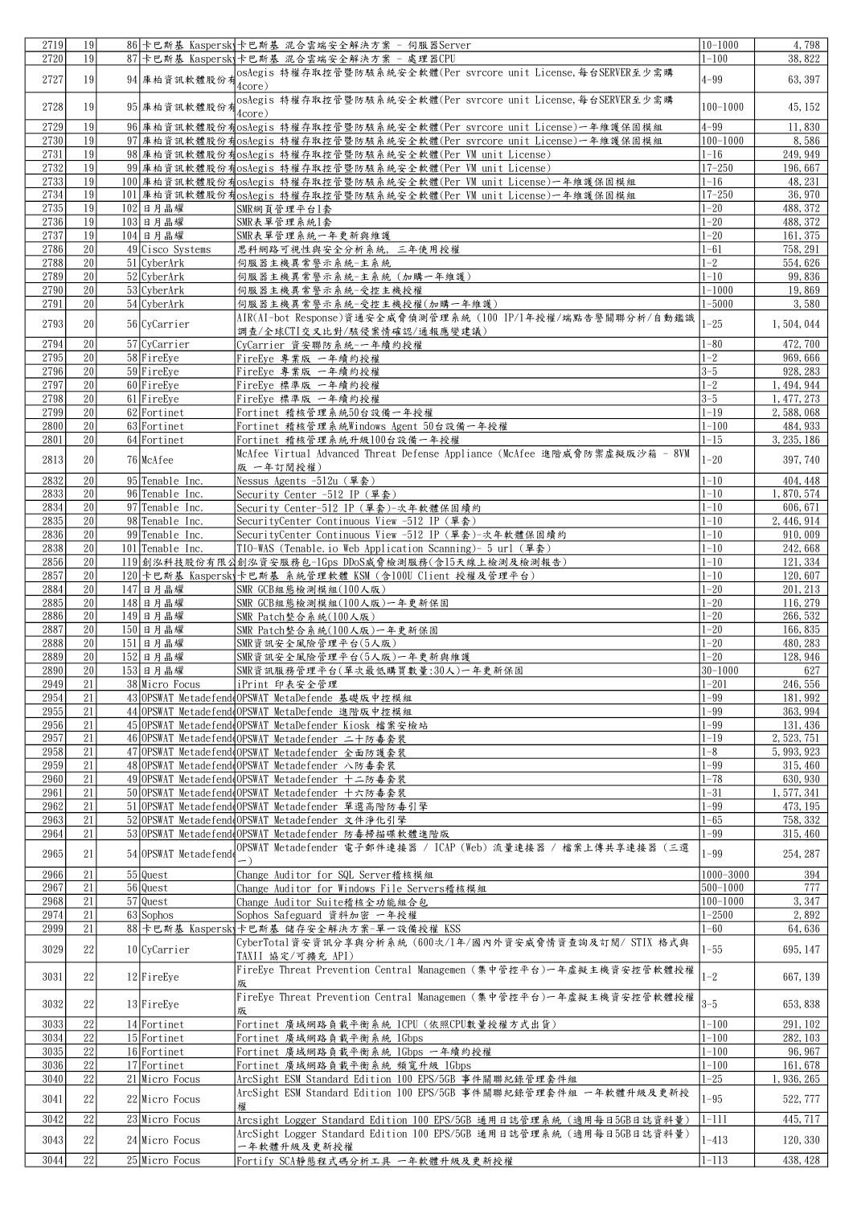| | | | | | | |
|---|---|---|---|---|---|---|
| 2719 | 19 | 86 | 卡巴斯基 Kaspersky | 卡巴斯基 混合雲端安全解決方案 - 伺服器Server | 10-1000 | 4,798 |
| 2720 | 19 | 87 | 卡巴斯基 Kaspersky | 卡巴斯基 混合雲端安全解決方案 - 處理器CPU | 1-100 | 38,822 |
| 2727 | 19 | 94 | 庫柏資訊軟體股份有 | osAegis 特權存取控管暨防駭系統安全軟體(Per svrcore unit License,每台SERVER至少需購4core) | 4-99 | 63,397 |
| 2728 | 19 | 95 | 庫柏資訊軟體股份有 | osAegis 特權存取控管暨防駭系統安全軟體(Per svrcore unit License,每台SERVER至少需購4core) | 100-1000 | 45,152 |
| 2729 | 19 | 96 | 庫柏資訊軟體股份有 | osAegis 特權存取控管暨防駭系統安全軟體(Per svrcore unit License)一年維護保固模組 | 4-99 | 11,830 |
| 2730 | 19 | 97 | 庫柏資訊軟體股份有 | osAegis 特權存取控管暨防駭系統安全軟體(Per svrcore unit License)一年維護保固模組 | 100-1000 | 8,586 |
| 2731 | 19 | 98 | 庫柏資訊軟體股份有 | osAegis 特權存取控管暨防駭系統安全軟體(Per VM unit License) | 1-16 | 249,949 |
| 2732 | 19 | 99 | 庫柏資訊軟體股份有 | osAegis 特權存取控管暨防駭系統安全軟體(Per VM unit License) | 17-250 | 196,667 |
| 2733 | 19 | 100 | 庫柏資訊軟體股份有 | osAegis 特權存取控管暨防駭系統安全軟體(Per VM unit License)一年維護保固模組 | 1-16 | 48,231 |
| 2734 | 19 | 101 | 庫柏資訊軟體股份有 | osAegis 特權存取控管暨防駭系統安全軟體(Per VM unit License)一年維護保固模組 | 17-250 | 36,970 |
| 2735 | 19 | 102 | 日月晶耀 | SMR網頁管理平台1套 | 1-20 | 488,372 |
| 2736 | 19 | 103 | 日月晶耀 | SMR表單管理系統1套 | 1-20 | 488,372 |
| 2737 | 19 | 104 | 日月晶耀 | SMR表單管理系統一年更新與維護 | 1-20 | 161,375 |
| 2786 | 20 | 49 | Cisco Systems | 思科網路可視性與安全分析系統, 三年使用授權 | 1-61 | 758,291 |
| 2788 | 20 | 51 | CyberArk | 伺服器主機異常警示系統-主系統 | 1-2 | 554,626 |
| 2789 | 20 | 52 | CyberArk | 伺服器主機異常警示系統-主系統 (加購一年維護) | 1-10 | 99,836 |
| 2790 | 20 | 53 | CyberArk | 伺服器主機異常警示系統-受控主機授權 | 1-1000 | 19,869 |
| 2791 | 20 | 54 | CyberArk | 伺服器主機異常警示系統-受控主機授權(加購一年維護) | 1-5000 | 3,580 |
| 2793 | 20 | 56 | CyCarrier | AIR(AI-bot Response)資通安全威脅偵測管理系統 (100 IP/1年授權/端點告警關聯分析/自動鑑識調查/全球CTI交叉比對/駭侵案情確認/通報應變建議) | 1-25 | 1,504,044 |
| 2794 | 20 | 57 | CyCarrier | CyCarrier 資安聯防系統-一年續約授權 | 1-80 | 472,700 |
| 2795 | 20 | 58 | FireEye | FireEye 專業版 一年續約授權 | 1-2 | 969,666 |
| 2796 | 20 | 59 | FireEye | FireEye 專業版 一年續約授權 | 3-5 | 928,283 |
| 2797 | 20 | 60 | FireEye | FireEye 標準版 一年續約授權 | 1-2 | 1,494,944 |
| 2798 | 20 | 61 | FireEye | FireEye 標準版 一年續約授權 | 3-5 | 1,477,273 |
| 2799 | 20 | 62 | Fortinet | Fortinet 稽核管理系統50台設備一年授權 | 1-19 | 2,588,068 |
| 2800 | 20 | 63 | Fortinet | Fortinet 稽核管理系統Windows Agent 50台設備一年授權 | 1-100 | 484,933 |
| 2801 | 20 | 64 | Fortinet | Fortinet 稽核管理系統升級100台設備一年授權 | 1-15 | 3,235,186 |
| 2813 | 20 | 76 | McAfee | McAfee Virtual Advanced Threat Defense Appliance (McAfee 進階威脅防禦虛擬版沙箱 - 8VM版 一年訂閱授權) | 1-20 | 397,740 |
| 2832 | 20 | 95 | Tenable Inc. | Nessus Agents -512u (單套) | 1-10 | 404,448 |
| 2833 | 20 | 96 | Tenable Inc. | Security Center -512 IP (單套) | 1-10 | 1,870,574 |
| 2834 | 20 | 97 | Tenable Inc. | Security Center-512 IP (單套)-次年軟體保固續約 | 1-10 | 606,671 |
| 2835 | 20 | 98 | Tenable Inc. | SecurityCenter Continuous View -512 IP (單套) | 1-10 | 2,446,914 |
| 2836 | 20 | 99 | Tenable Inc. | SecurityCenter Continuous View -512 IP (單套)-次年軟體保固續約 | 1-10 | 910,009 |
| 2838 | 20 | 101 | Tenable Inc. | TIO-WAS (Tenable.io Web Application Scanning)- 5 url (單套) | 1-10 | 242,668 |
| 2856 | 20 | 119 | 創泓科技股份有限公 | 創泓資安服務包-1Gps DDoS威脅檢測服務(含15天線上檢測及檢測報告) | 1-10 | 121,334 |
| 2857 | 20 | 120 | 卡巴斯基 Kaspersky | 卡巴斯基 系統管理軟體 KSM (含100U Client 授權及管理平台) | 1-10 | 120,607 |
| 2884 | 20 | 147 | 日月晶耀 | SMR GCB組態檢測模組(100人版) | 1-20 | 201,213 |
| 2885 | 20 | 148 | 日月晶耀 | SMR GCB組態檢測模組(100人版)一年更新保固 | 1-20 | 116,279 |
| 2886 | 20 | 149 | 日月晶耀 | SMR Patch整合系統(100人版) | 1-20 | 266,532 |
| 2887 | 20 | 150 | 日月晶耀 | SMR Patch整合系統(100人版)一年更新保固 | 1-20 | 166,835 |
| 2888 | 20 | 151 | 日月晶耀 | SMR資訊安全風險管理平台(5人版) | 1-20 | 480,283 |
| 2889 | 20 | 152 | 日月晶耀 | SMR資訊安全風險管理平台(5人版)一年更新與維護 | 1-20 | 128,946 |
| 2890 | 20 | 153 | 日月晶耀 | SMR資訊服務管理平台(單次最低購買數量:30人)一年更新保固 | 30-1000 | 627 |
| 2949 | 21 | 38 | Micro Focus | iPrint 印表安全管理 | 1-201 | 246,556 |
| 2954 | 21 | 43 | OPSWAT Metadefende | OPSWAT MetaDefende 基礎版中控模組 | 1-99 | 181,992 |
| 2955 | 21 | 44 | OPSWAT Metadefende | OPSWAT MetaDefende 進階版中控模組 | 1-99 | 363,994 |
| 2956 | 21 | 45 | OPSWAT Metadefende | OPSWAT MetaDefender Kiosk 檔案安檢站 | 1-99 | 131,436 |
| 2957 | 21 | 46 | OPSWAT Metadefende | OPSWAT Metadefender 二十防毒套裝 | 1-19 | 2,523,751 |
| 2958 | 21 | 47 | OPSWAT Metadefende | OPSWAT Metadefender 全面防護套裝 | 1-8 | 5,993,923 |
| 2959 | 21 | 48 | OPSWAT Metadefende | OPSWAT Metadefender 八防毒套裝 | 1-99 | 315,460 |
| 2960 | 21 | 49 | OPSWAT Metadefende | OPSWAT Metadefender 十二防毒套裝 | 1-78 | 630,930 |
| 2961 | 21 | 50 | OPSWAT Metadefende | OPSWAT Metadefender 十六防毒套裝 | 1-31 | 1,577,341 |
| 2962 | 21 | 51 | OPSWAT Metadefende | OPSWAT Metadefender 單選高階防毒引擎 | 1-99 | 473,195 |
| 2963 | 21 | 52 | OPSWAT Metadefende | OPSWAT Metadefender 文件淨化引擎 | 1-65 | 758,332 |
| 2964 | 21 | 53 | OPSWAT Metadefende | OPSWAT Metadefender 防毒掃描碟軟體進階版 | 1-99 | 315,460 |
| 2965 | 21 | 54 | OPSWAT Metadefende | OPSWAT Metadefender 電子郵件連接器 / ICAP (Web) 流量連接器 / 檔案上傳共享連接器 (三選一) | 1-99 | 254,287 |
| 2966 | 21 | 55 | Quest | Change Auditor for SQL Server稽核模組 | 1000-3000 | 394 |
| 2967 | 21 | 56 | Quest | Change Auditor for Windows File Servers稽核模組 | 500-1000 | 777 |
| 2968 | 21 | 57 | Quest | Change Auditor Suite稽核全功能組合包 | 100-1000 | 3,347 |
| 2974 | 21 | 63 | Sophos | Sophos Safeguard 資料加密 一年授權 | 1-2500 | 2,892 |
| 2999 | 21 | 88 | 卡巴斯基 Kaspersky | 卡巴斯基 儲存安全解決方案-單一設備授權 KSS | 1-60 | 64,636 |
| 3029 | 22 | 10 | CyCarrier | CyberTotal資安資訊分享與分析系統 (600次/1年/國內外資安威脅情資查詢及訂閱/ STIX 格式與TAXII 協定/可擴充 API) | 1-55 | 695,147 |
| 3031 | 22 | 12 | FireEye | FireEye Threat Prevention Central Managemen (集中管控平台)一年虛擬主機資安控管軟體授權版 | 1-2 | 667,139 |
| 3032 | 22 | 13 | FireEye | FireEye Threat Prevention Central Managemen (集中管控平台)一年虛擬主機資安控管軟體授權版 | 3-5 | 653,838 |
| 3033 | 22 | 14 | Fortinet | Fortinet 廣域網路負載平衡系統 1CPU (依照CPU數量授權方式出貨) | 1-100 | 291,102 |
| 3034 | 22 | 15 | Fortinet | Fortinet 廣域網路負載平衡系統 1Gbps | 1-100 | 282,103 |
| 3035 | 22 | 16 | Fortinet | Fortinet 廣域網路負載平衡系統 1Gbps 一年續約授權 | 1-100 | 96,967 |
| 3036 | 22 | 17 | Fortinet | Fortinet 廣域網路負載平衡系統 頻寬升級 1Gbps | 1-100 | 161,678 |
| 3040 | 22 | 21 | Micro Focus | ArcSight ESM Standard Edition 100 EPS/5GB 事件關聯紀錄管理套件組 | 1-25 | 1,936,265 |
| 3041 | 22 | 22 | Micro Focus | ArcSight ESM Standard Edition 100 EPS/5GB 事件關聯紀錄管理套件組 一年軟體升級及更新授權 | 1-95 | 522,777 |
| 3042 | 22 | 23 | Micro Focus | Arcsight Logger Standard Edition 100 EPS/5GB 通用日誌管理系統 (適用每日5GB日誌資料量) | 1-111 | 445,717 |
| 3043 | 22 | 24 | Micro Focus | ArcSight Logger Standard Edition 100 EPS/5GB 通用日誌管理系統 (適用每日5GB日誌資料量) 一年軟體升級及更新授權 | 1-413 | 120,330 |
| 3044 | 22 | 25 | Micro Focus | Fortify SCA靜態程式碼分析工具 一年軟體升級及更新授權 | 1-113 | 438,428 |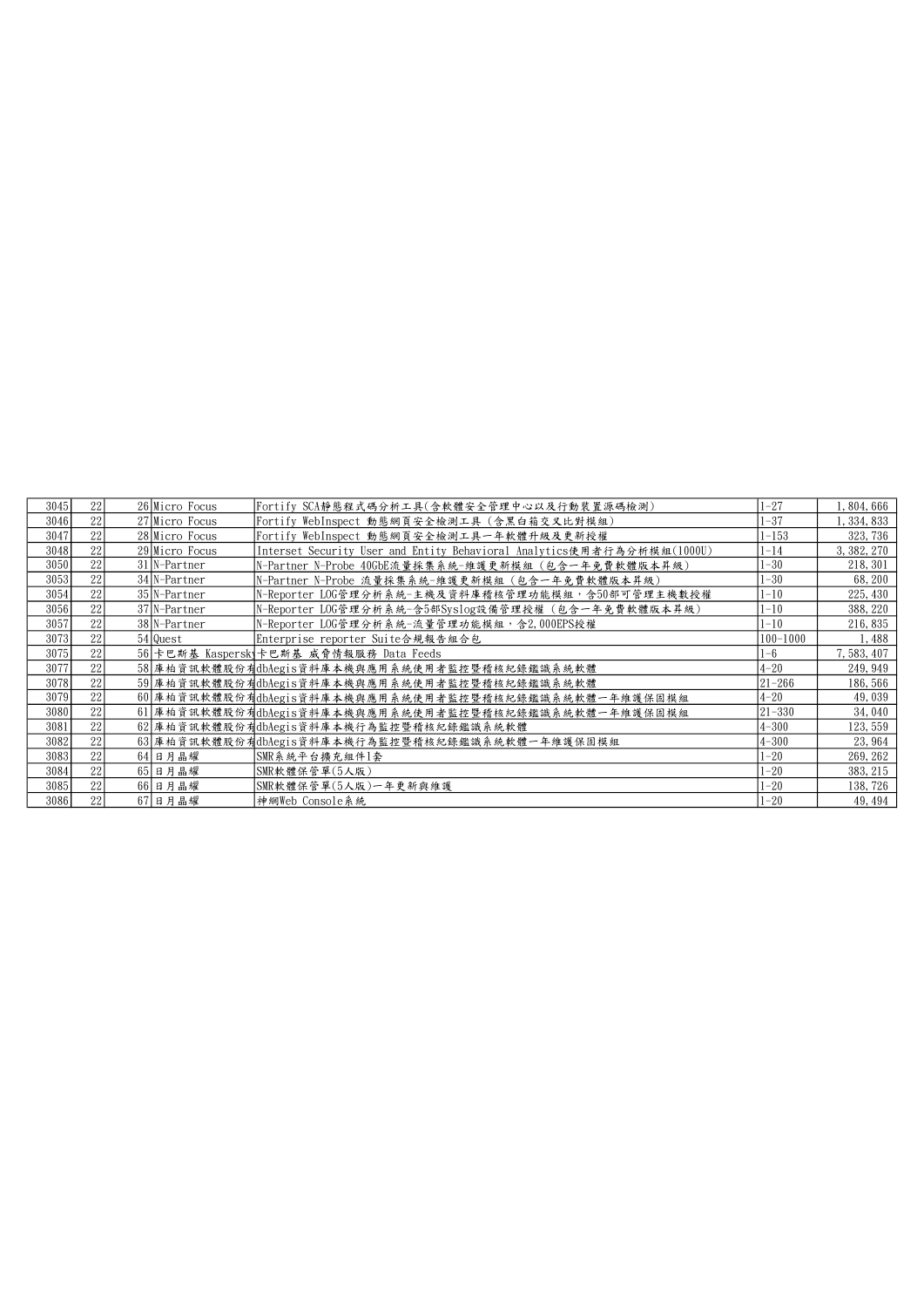| | | | | | | |
|---|---|---|---|---|---|---|
| 3045 | 22 | 26 | Micro Focus | Fortify SCA靜態程式碼分析工具(含軟體安全管理中心以及行動裝置源碼檢測) | 1-27 | 1,804,666 |
| 3046 | 22 | 27 | Micro Focus | Fortify WebInspect 動態網頁安全檢測工具 (含黑白箱交叉比對模組) | 1-37 | 1,334,833 |
| 3047 | 22 | 28 | Micro Focus | Fortify WebInspect 動態網頁安全檢測工具一年軟體升級及更新授權 | 1-153 | 323,736 |
| 3048 | 22 | 29 | Micro Focus | Interset Security User and Entity Behavioral Analytics使用者行為分析模組(1000U) | 1-14 | 3,382,270 |
| 3050 | 22 | 31 | N-Partner | N-Partner N-Probe 40GbE流量採集系統-維護更新模組 (包含一年免費軟體版本昇級) | 1-30 | 218,301 |
| 3053 | 22 | 34 | N-Partner | N-Partner N-Probe 流量採集系統-維護更新模組 (包含一年免費軟體版本昇級) | 1-30 | 68,200 |
| 3054 | 22 | 35 | N-Partner | N-Reporter LOG管理分析系統-主機及資料庫稽核管理功能模組，含50部可管理主機數授權 | 1-10 | 225,430 |
| 3056 | 22 | 37 | N-Partner | N-Reporter LOG管理分析系統-含5部Syslog設備管理授權 (包含一年免費軟體版本昇級) | 1-10 | 388,220 |
| 3057 | 22 | 38 | N-Partner | N-Reporter LOG管理分析系統-流量管理功能模組，含2,000EPS授權 | 1-10 | 216,835 |
| 3073 | 22 | 54 | Quest | Enterprise reporter Suite合規報告組合包 | 100-1000 | 1,488 |
| 3075 | 22 | 56 | 卡巴斯基 Kaspersky | 卡巴斯基 威脅情報服務 Data Feeds | 1-6 | 7,583,407 |
| 3077 | 22 | 58 | 庫柏資訊軟體股份有 | dbAegis資料庫本機與應用系統使用者監控暨稽核紀錄鑑識系統軟體 | 4-20 | 249,949 |
| 3078 | 22 | 59 | 庫柏資訊軟體股份有 | dbAegis資料庫本機與應用系統使用者監控暨稽核紀錄鑑識系統軟體 | 21-266 | 186,566 |
| 3079 | 22 | 60 | 庫柏資訊軟體股份有 | dbAegis資料庫本機與應用系統使用者監控暨稽核紀錄鑑識系統軟體一年維護保固模組 | 4-20 | 49,039 |
| 3080 | 22 | 61 | 庫柏資訊軟體股份有 | dbAegis資料庫本機與應用系統使用者監控暨稽核紀錄鑑識系統軟體一年維護保固模組 | 21-330 | 34,040 |
| 3081 | 22 | 62 | 庫柏資訊軟體股份有 | dbAegis資料庫本機行為監控暨稽核紀錄鑑識系統軟體 | 4-300 | 123,559 |
| 3082 | 22 | 63 | 庫柏資訊軟體股份有 | dbAegis資料庫本機行為監控暨稽核紀錄鑑識系統軟體一年維護保固模組 | 4-300 | 23,964 |
| 3083 | 22 | 64 | 日月晶耀 | SMR系統平台擴充組件1套 | 1-20 | 269,262 |
| 3084 | 22 | 65 | 日月晶耀 | SMR軟體保管單(5人版) | 1-20 | 383,215 |
| 3085 | 22 | 66 | 日月晶耀 | SMR軟體保管單(5人版)一年更新與維護 | 1-20 | 138,726 |
| 3086 | 22 | 67 | 日月晶耀 | 神網Web Console系統 | 1-20 | 49,494 |